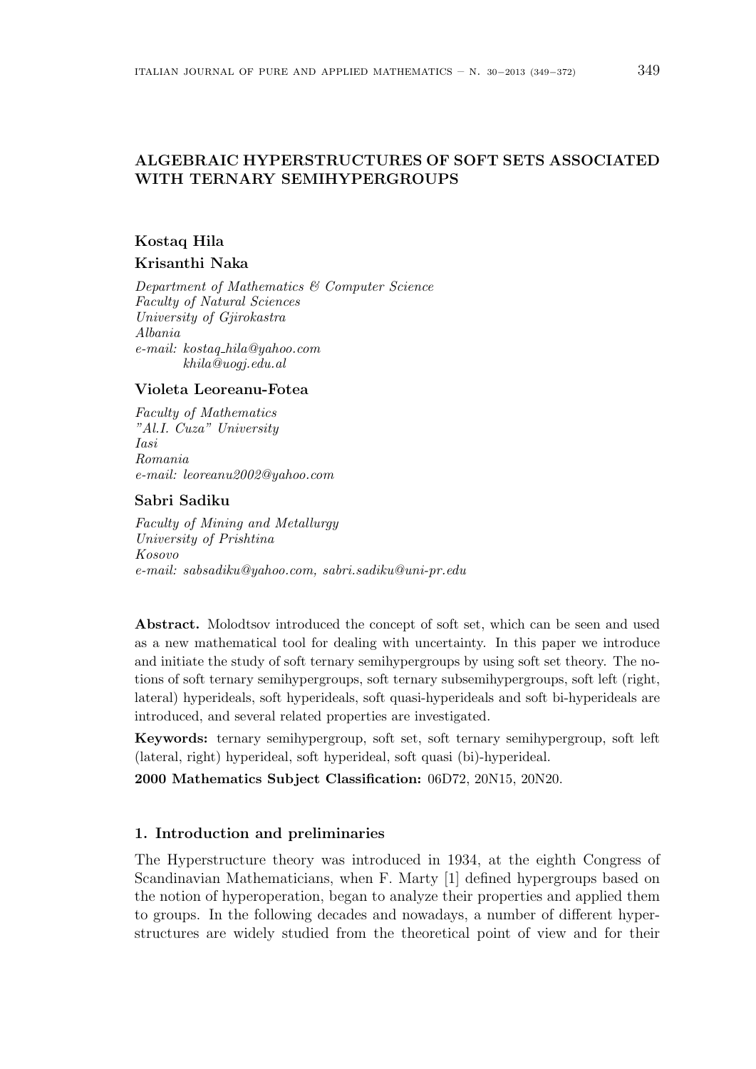# ALGEBRAIC HYPERSTRUCTURES OF SOFT SETS ASSOCIATED WITH TERNARY SEMIHYPERGROUPS

**Kostaq Hila**

**Krisanthi Naka**

*Department of Mathematics & Computer Science*
*Faculty of Natural Sciences*
*University of Gjirokastra*
*Albania*
*e-mail: kostaq_hila@yahoo.com*
*khila@uogj.edu.al*

**Violeta Leoreanu-Fotea**

*Faculty of Mathematics*
*"Al.I. Cuza" University*
*Iasi*
*Romania*
*e-mail: leoreanu2002@yahoo.com*

**Sabri Sadiku**

*Faculty of Mining and Metallurgy*
*University of Prishtina*
*Kosovo*
*e-mail: sabsadiku@yahoo.com, sabri.sadiku@uni-pr.edu*

**Abstract.** Molodtsov introduced the concept of soft set, which can be seen and used as a new mathematical tool for dealing with uncertainty. In this paper we introduce and initiate the study of soft ternary semihypergroups by using soft set theory. The notions of soft ternary semihypergroups, soft ternary subsemihypergroups, soft left (right, lateral) hyperideals, soft hyperideals, soft quasi-hyperideals and soft bi-hyperideals are introduced, and several related properties are investigated.

**Keywords:** ternary semihypergroup, soft set, soft ternary semihypergroup, soft left (lateral, right) hyperideal, soft hyperideal, soft quasi (bi)-hyperideal.

**2000 Mathematics Subject Classification:** 06D72, 20N15, 20N20.

## 1. Introduction and preliminaries

The Hyperstructure theory was introduced in 1934, at the eighth Congress of Scandinavian Mathematicians, when F. Marty [1] defined hypergroups based on the notion of hyperoperation, began to analyze their properties and applied them to groups. In the following decades and nowadays, a number of different hyperstructures are widely studied from the theoretical point of view and for their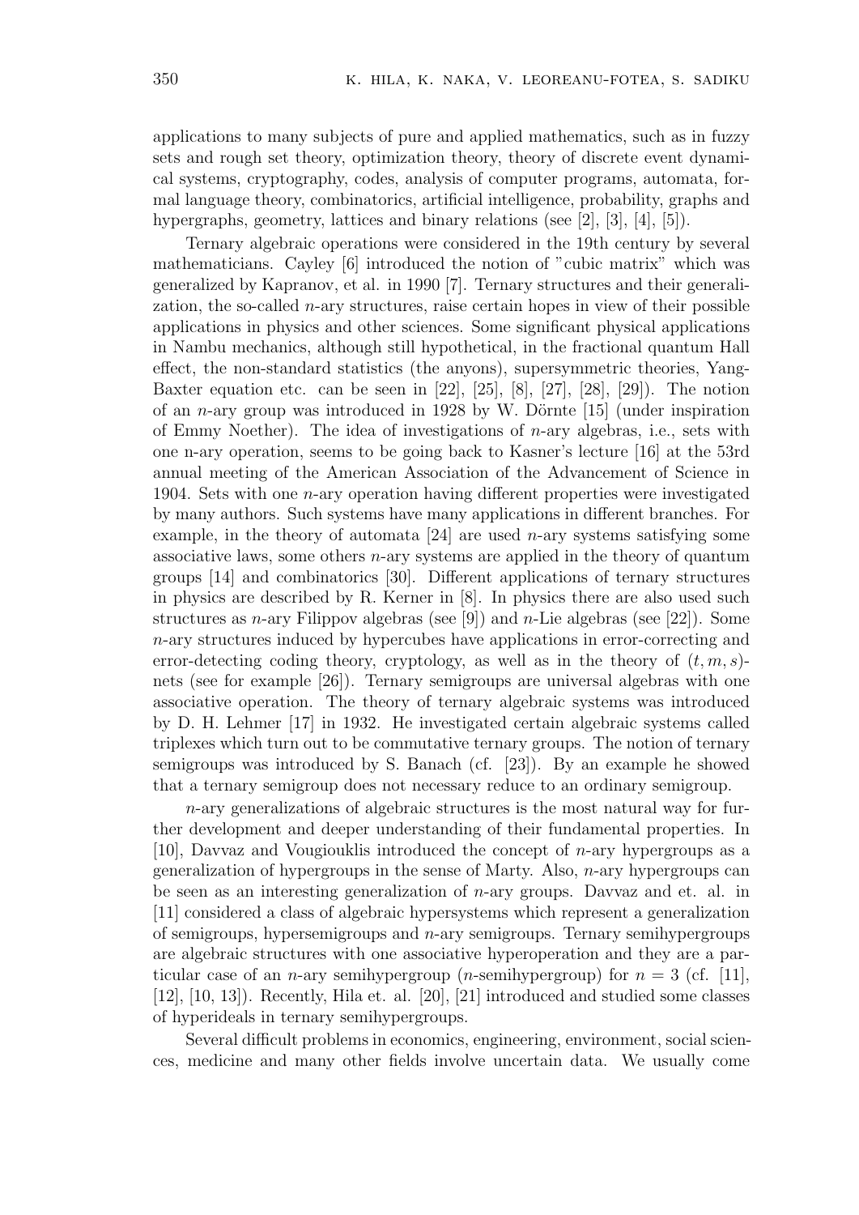applications to many subjects of pure and applied mathematics, such as in fuzzy sets and rough set theory, optimization theory, theory of discrete event dynamical systems, cryptography, codes, analysis of computer programs, automata, formal language theory, combinatorics, artificial intelligence, probability, graphs and hypergraphs, geometry, lattices and binary relations (see [2], [3], [4], [5]).

Ternary algebraic operations were considered in the 19th century by several mathematicians. Cayley [6] introduced the notion of "cubic matrix" which was generalized by Kapranov, et al. in 1990 [7]. Ternary structures and their generalization, the so-called $n$-ary structures, raise certain hopes in view of their possible applications in physics and other sciences. Some significant physical applications in Nambu mechanics, although still hypothetical, in the fractional quantum Hall effect, the non-standard statistics (the anyons), supersymmetric theories, Yang-Baxter equation etc. can be seen in [22], [25], [8], [27], [28], [29]). The notion of an $n$-ary group was introduced in 1928 by W. Dörnte [15] (under inspiration of Emmy Noether). The idea of investigations of $n$-ary algebras, i.e., sets with one n-ary operation, seems to be going back to Kasner's lecture [16] at the 53rd annual meeting of the American Association of the Advancement of Science in 1904. Sets with one $n$-ary operation having different properties were investigated by many authors. Such systems have many applications in different branches. For example, in the theory of automata [24] are used $n$-ary systems satisfying some associative laws, some others $n$-ary systems are applied in the theory of quantum groups [14] and combinatorics [30]. Different applications of ternary structures in physics are described by R. Kerner in [8]. In physics there are also used such structures as $n$-ary Filippov algebras (see [9]) and $n$-Lie algebras (see [22]). Some $n$-ary structures induced by hypercubes have applications in error-correcting and error-detecting coding theory, cryptology, as well as in the theory of $(t, m, s)$-nets (see for example [26]). Ternary semigroups are universal algebras with one associative operation. The theory of ternary algebraic systems was introduced by D. H. Lehmer [17] in 1932. He investigated certain algebraic systems called triplexes which turn out to be commutative ternary groups. The notion of ternary semigroups was introduced by S. Banach (cf. [23]). By an example he showed that a ternary semigroup does not necessary reduce to an ordinary semigroup.

$n$-ary generalizations of algebraic structures is the most natural way for further development and deeper understanding of their fundamental properties. In [10], Davvaz and Vougiouklis introduced the concept of $n$-ary hypergroups as a generalization of hypergroups in the sense of Marty. Also, $n$-ary hypergroups can be seen as an interesting generalization of $n$-ary groups. Davvaz and et. al. in [11] considered a class of algebraic hypersystems which represent a generalization of semigroups, hypersemigroups and $n$-ary semigroups. Ternary semihypergroups are algebraic structures with one associative hyperoperation and they are a particular case of an $n$-ary semihypergroup ($n$-semihypergroup) for $n = 3$ (cf. [11], [12], [10, 13]). Recently, Hila et. al. [20], [21] introduced and studied some classes of hyperideals in ternary semihypergroups.

Several difficult problems in economics, engineering, environment, social sciences, medicine and many other fields involve uncertain data. We usually come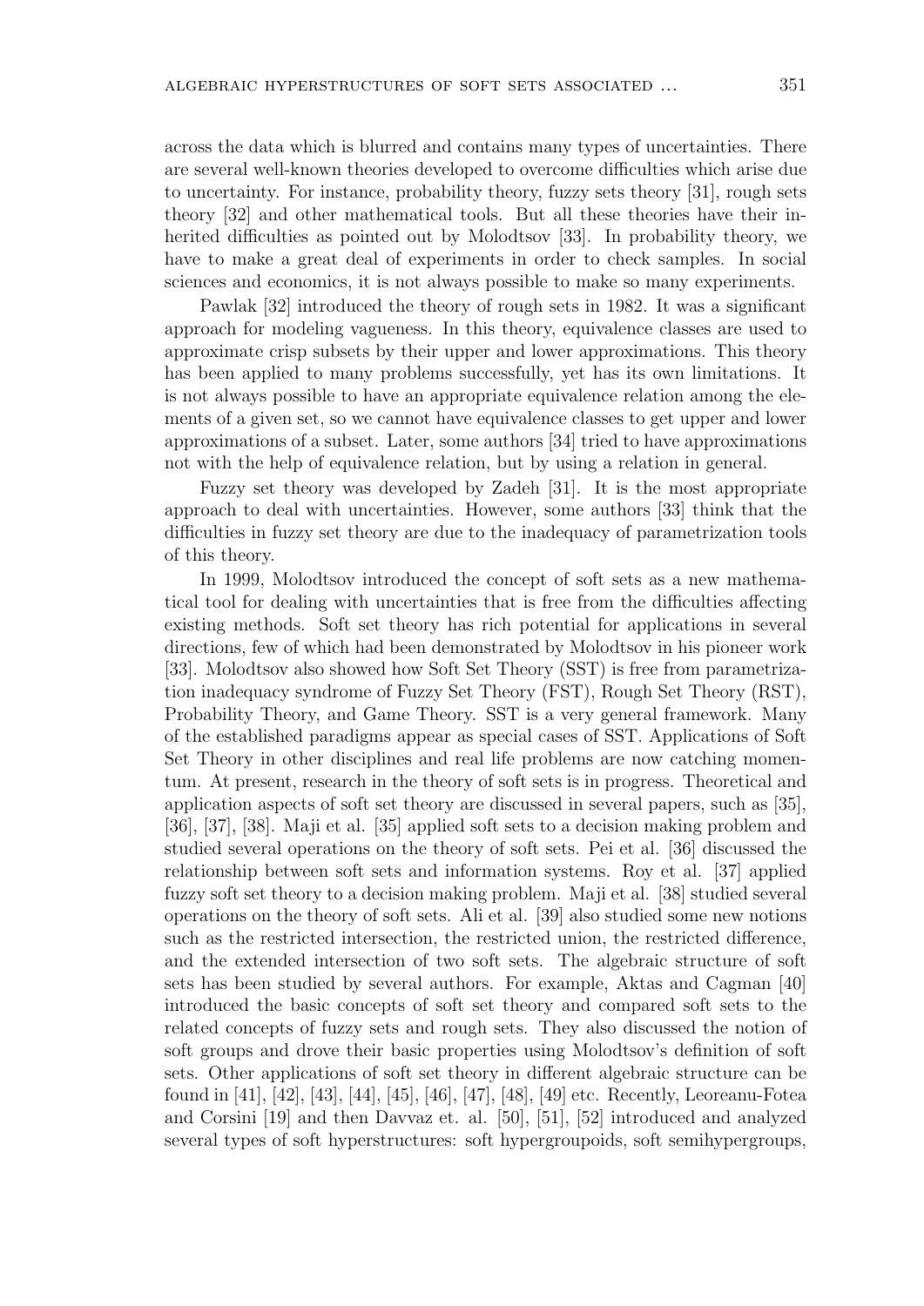across the data which is blurred and contains many types of uncertainties. There are several well-known theories developed to overcome difficulties which arise due to uncertainty. For instance, probability theory, fuzzy sets theory [31], rough sets theory [32] and other mathematical tools. But all these theories have their inherited difficulties as pointed out by Molodtsov [33]. In probability theory, we have to make a great deal of experiments in order to check samples. In social sciences and economics, it is not always possible to make so many experiments.

Pawlak [32] introduced the theory of rough sets in 1982. It was a significant approach for modeling vagueness. In this theory, equivalence classes are used to approximate crisp subsets by their upper and lower approximations. This theory has been applied to many problems successfully, yet has its own limitations. It is not always possible to have an appropriate equivalence relation among the elements of a given set, so we cannot have equivalence classes to get upper and lower approximations of a subset. Later, some authors [34] tried to have approximations not with the help of equivalence relation, but by using a relation in general.

Fuzzy set theory was developed by Zadeh [31]. It is the most appropriate approach to deal with uncertainties. However, some authors [33] think that the difficulties in fuzzy set theory are due to the inadequacy of parametrization tools of this theory.

In 1999, Molodtsov introduced the concept of soft sets as a new mathematical tool for dealing with uncertainties that is free from the difficulties affecting existing methods. Soft set theory has rich potential for applications in several directions, few of which had been demonstrated by Molodtsov in his pioneer work [33]. Molodtsov also showed how Soft Set Theory (SST) is free from parametrization inadequacy syndrome of Fuzzy Set Theory (FST), Rough Set Theory (RST), Probability Theory, and Game Theory. SST is a very general framework. Many of the established paradigms appear as special cases of SST. Applications of Soft Set Theory in other disciplines and real life problems are now catching momentum. At present, research in the theory of soft sets is in progress. Theoretical and application aspects of soft set theory are discussed in several papers, such as [35], [36], [37], [38]. Maji et al. [35] applied soft sets to a decision making problem and studied several operations on the theory of soft sets. Pei et al. [36] discussed the relationship between soft sets and information systems. Roy et al. [37] applied fuzzy soft set theory to a decision making problem. Maji et al. [38] studied several operations on the theory of soft sets. Ali et al. [39] also studied some new notions such as the restricted intersection, the restricted union, the restricted difference, and the extended intersection of two soft sets. The algebraic structure of soft sets has been studied by several authors. For example, Aktas and Cagman [40] introduced the basic concepts of soft set theory and compared soft sets to the related concepts of fuzzy sets and rough sets. They also discussed the notion of soft groups and drove their basic properties using Molodtsov's definition of soft sets. Other applications of soft set theory in different algebraic structure can be found in [41], [42], [43], [44], [45], [46], [47], [48], [49] etc. Recently, Leoreanu-Fotea and Corsini [19] and then Davvaz et. al. [50], [51], [52] introduced and analyzed several types of soft hyperstructures: soft hypergroupoids, soft semihypergroups,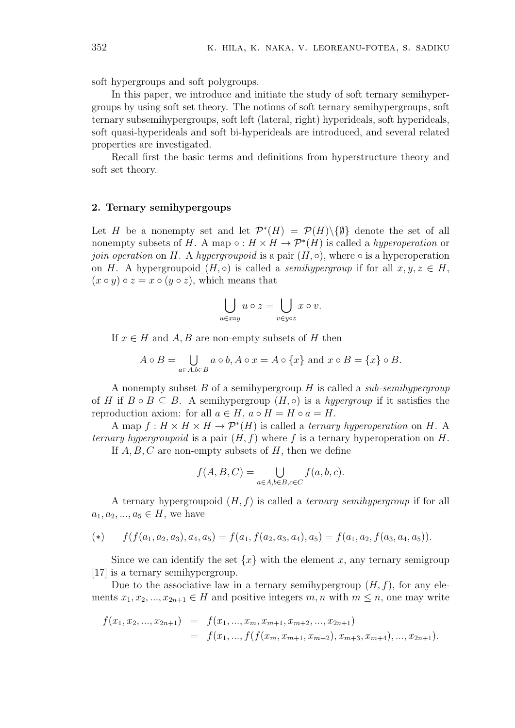soft hypergroups and soft polygroups.

In this paper, we introduce and initiate the study of soft ternary semihypergroups by using soft set theory. The notions of soft ternary semihypergroups, soft ternary subsemihypergroups, soft left (lateral, right) hyperideals, soft hyperideals, soft quasi-hyperideals and soft bi-hyperideals are introduced, and several related properties are investigated.

Recall first the basic terms and definitions from hyperstructure theory and soft set theory.

## 2. Ternary semihypergoups

Let $H$ be a nonempty set and let $\mathcal{P}^*(H) = \mathcal{P}(H)\backslash\{\emptyset\}$ denote the set of all nonempty subsets of $H$. A map $\circ : H \times H \to \mathcal{P}^*(H)$ is called a *hyperoperation* or *join operation* on $H$. A *hypergroupoid* is a pair $(H, \circ)$, where $\circ$ is a hyperoperation on $H$. A hypergroupoid $(H, \circ)$ is called a *semihypergroup* if for all $x, y, z \in H$, $(x \circ y) \circ z = x \circ (y \circ z)$, which means that

$$\bigcup_{u \in x \circ y} u \circ z = \bigcup_{v \in y \circ z} x \circ v.$$

If $x \in H$ and $A, B$ are non-empty subsets of $H$ then

$$A \circ B = \bigcup_{a \in A, b \in B} a \circ b, A \circ x = A \circ \{x\} \text{ and } x \circ B = \{x\} \circ B.$$

A nonempty subset $B$ of a semihypergroup $H$ is called a *sub-semihypergroup* of $H$ if $B \circ B \subseteq B$. A semihypergroup $(H, \circ)$ is a *hypergroup* if it satisfies the reproduction axiom: for all $a \in H$, $a \circ H = H \circ a = H$.

A map $f : H \times H \times H \to \mathcal{P}^*(H)$ is called a *ternary hyperoperation* on $H$. A *ternary hypergroupoid* is a pair $(H, f)$ where $f$ is a ternary hyperoperation on $H$.

If $A, B, C$ are non-empty subsets of $H$, then we define

$$f(A, B, C) = \bigcup_{a \in A, b \in B, c \in C} f(a, b, c).$$

A ternary hypergroupoid $(H, f)$ is called a *ternary semihypergroup* if for all $a_1, a_2, ..., a_5 \in H$, we have

$$(*) \qquad f(f(a_1, a_2, a_3), a_4, a_5) = f(a_1, f(a_2, a_3, a_4), a_5) = f(a_1, a_2, f(a_3, a_4, a_5)).$$

Since we can identify the set $\{x\}$ with the element $x$, any ternary semigroup [17] is a ternary semihypergroup.

Due to the associative law in a ternary semihypergroup $(H, f)$, for any elements $x_1, x_2, ..., x_{2n+1} \in H$ and positive integers $m, n$ with $m \leq n$, one may write

$$\begin{aligned} f(x_1, x_2, ..., x_{2n+1}) &= f(x_1, ..., x_m, x_{m+1}, x_{m+2}, ..., x_{2n+1}) \\ &= f(x_1, ..., f(f(x_m, x_{m+1}, x_{m+2}), x_{m+3}, x_{m+4}), ..., x_{2n+1}). \end{aligned}$$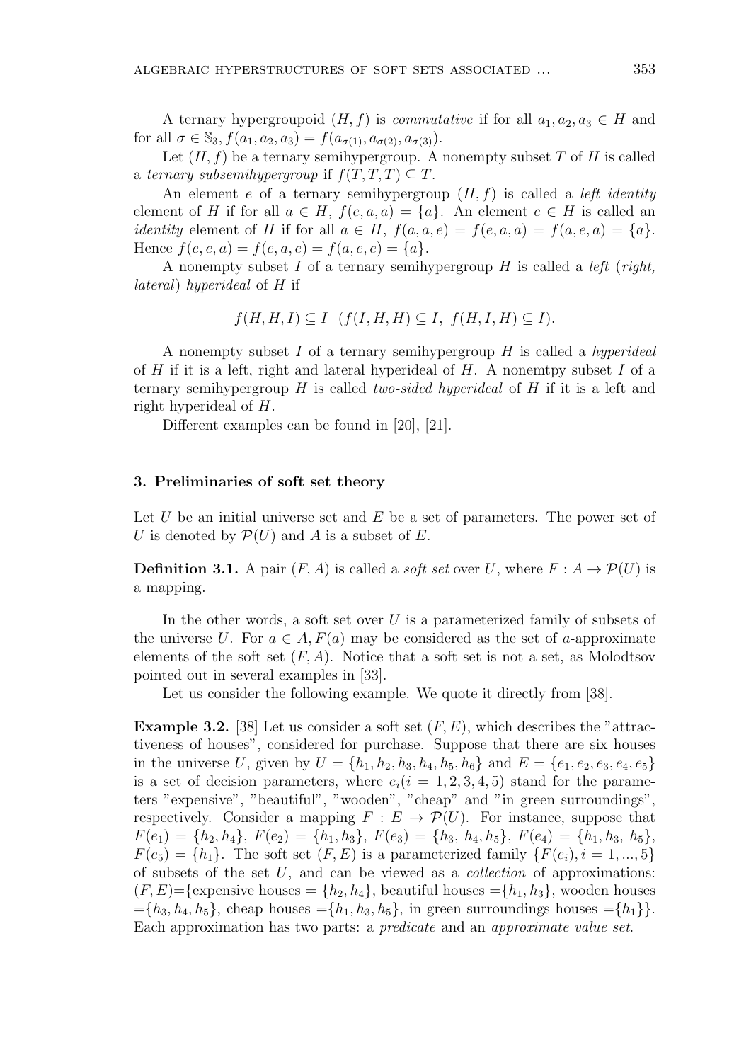A ternary hypergroupoid $(H, f)$ is *commutative* if for all $a_1, a_2, a_3 \in H$ and for all $\sigma \in \mathbb{S}_3, f(a_1, a_2, a_3) = f(a_{\sigma(1)}, a_{\sigma(2)}, a_{\sigma(3)})$.

Let $(H, f)$ be a ternary semihypergroup. A nonempty subset $T$ of $H$ is called a *ternary subsemihypergroup* if $f(T, T, T) \subseteq T$.

An element $e$ of a ternary semihypergroup $(H, f)$ is called a *left identity* element of $H$ if for all $a \in H$, $f(e, a, a) = \{a\}$. An element $e \in H$ is called an *identity* element of $H$ if for all $a \in H$, $f(a, a, e) = f(e, a, a) = f(a, e, a) = \{a\}$. Hence $f(e, e, a) = f(e, a, e) = f(a, e, e) = \{a\}$.

A nonempty subset $I$ of a ternary semihypergroup $H$ is called a *left* (*right, lateral*) *hyperideal* of $H$ if

$$f(H, H, I) \subseteq I \quad (f(I, H, H) \subseteq I, \; f(H, I, H) \subseteq I).$$

A nonempty subset $I$ of a ternary semihypergroup $H$ is called a *hyperideal* of $H$ if it is a left, right and lateral hyperideal of $H$. A nonemtpy subset $I$ of a ternary semihypergroup $H$ is called *two-sided hyperideal* of $H$ if it is a left and right hyperideal of $H$.

Different examples can be found in [20], [21].

### 3. Preliminaries of soft set theory

Let $U$ be an initial universe set and $E$ be a set of parameters. The power set of $U$ is denoted by $\mathcal{P}(U)$ and $A$ is a subset of $E$.

**Definition 3.1.** A pair $(F, A)$ is called a *soft set* over $U$, where $F : A \to \mathcal{P}(U)$ is a mapping.

In the other words, a soft set over $U$ is a parameterized family of subsets of the universe $U$. For $a \in A, F(a)$ may be considered as the set of $a$-approximate elements of the soft set $(F, A)$. Notice that a soft set is not a set, as Molodtsov pointed out in several examples in [33].

Let us consider the following example. We quote it directly from [38].

**Example 3.2.** [38] Let us consider a soft set $(F, E)$, which describes the "attractiveness of houses", considered for purchase. Suppose that there are six houses in the universe $U$, given by $U = \{h_1, h_2, h_3, h_4, h_5, h_6\}$ and $E = \{e_1, e_2, e_3, e_4, e_5\}$ is a set of decision parameters, where $e_i (i = 1, 2, 3, 4, 5)$ stand for the parameters "expensive", "beautiful", "wooden", "cheap" and "in green surroundings", respectively. Consider a mapping $F : E \to \mathcal{P}(U)$. For instance, suppose that $F(e_1) = \{h_2, h_4\}$, $F(e_2) = \{h_1, h_3\}$, $F(e_3) = \{h_3, h_4, h_5\}$, $F(e_4) = \{h_1, h_3, h_5\}$, $F(e_5) = \{h_1\}$. The soft set $(F, E)$ is a parameterized family $\{F(e_i), i = 1, ..., 5\}$ of subsets of the set $U$, and can be viewed as a *collection* of approximations: $(F, E)$={expensive houses = $\{h_2, h_4\}$, beautiful houses =$\{h_1, h_3\}$, wooden houses =$\{h_3, h_4, h_5\}$, cheap houses =$\{h_1, h_3, h_5\}$, in green surroundings houses =$\{h_1\}$}. Each approximation has two parts: a *predicate* and an *approximate value set*.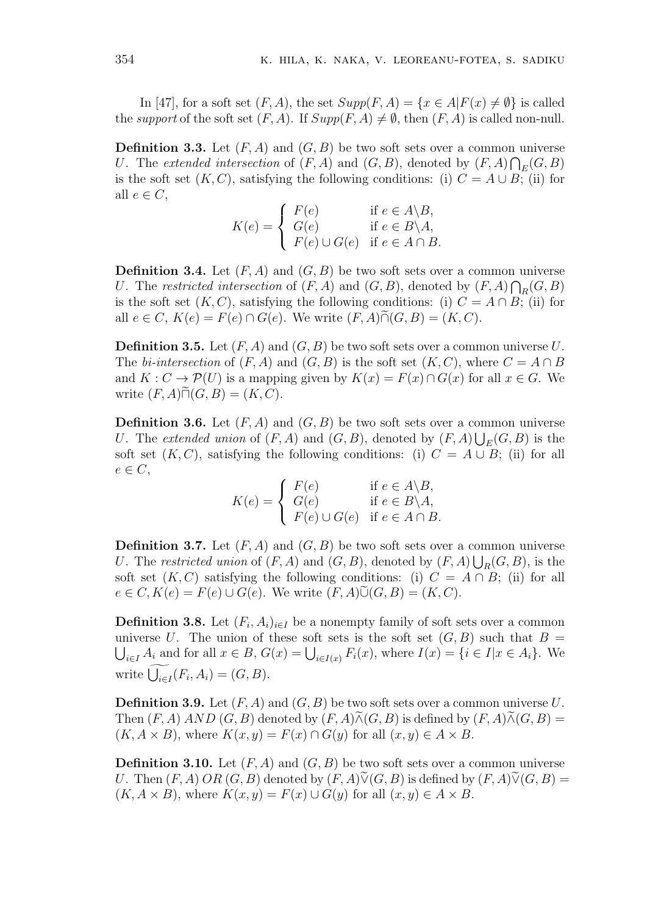In [47], for a soft set $(F, A)$, the set $Supp(F, A) = \{x \in A | F(x) \neq \emptyset\}$ is called the *support* of the soft set $(F, A)$. If $Supp(F, A) \neq \emptyset$, then $(F, A)$ is called non-null.

**Definition 3.3.** Let $(F, A)$ and $(G, B)$ be two soft sets over a common universe $U$. The *extended intersection* of $(F, A)$ and $(G, B)$, denoted by $(F, A) \bigcap_E (G, B)$ is the soft set $(K, C)$, satisfying the following conditions: (i) $C = A \cup B$; (ii) for all $e \in C$,

$$K(e) = \begin{cases} F(e) & \text{if } e \in A \backslash B, \\ G(e) & \text{if } e \in B \backslash A, \\ F(e) \cup G(e) & \text{if } e \in A \cap B. \end{cases}$$

**Definition 3.4.** Let $(F, A)$ and $(G, B)$ be two soft sets over a common universe $U$. The *restricted intersection* of $(F, A)$ and $(G, B)$, denoted by $(F, A) \bigcap_R (G, B)$ is the soft set $(K, C)$, satisfying the following conditions: (i) $C = A \cap B$; (ii) for all $e \in C$, $K(e) = F(e) \cap G(e)$. We write $(F, A) \widetilde{\cap} (G, B) = (K, C)$.

**Definition 3.5.** Let $(F, A)$ and $(G, B)$ be two soft sets over a common universe $U$. The *bi-intersection* of $(F, A)$ and $(G, B)$ is the soft set $(K, C)$, where $C = A \cap B$ and $K : C \to \mathcal{P}(U)$ is a mapping given by $K(x) = F(x) \cap G(x)$ for all $x \in G$. We write $(F, A) \widetilde{\sqcap} (G, B) = (K, C)$.

**Definition 3.6.** Let $(F, A)$ and $(G, B)$ be two soft sets over a common universe $U$. The *extended union* of $(F, A)$ and $(G, B)$, denoted by $(F, A) \bigcup_E (G, B)$ is the soft set $(K, C)$, satisfying the following conditions: (i) $C = A \cup B$; (ii) for all $e \in C$,

$$K(e) = \begin{cases} F(e) & \text{if } e \in A \backslash B, \\ G(e) & \text{if } e \in B \backslash A, \\ F(e) \cup G(e) & \text{if } e \in A \cap B. \end{cases}$$

**Definition 3.7.** Let $(F, A)$ and $(G, B)$ be two soft sets over a common universe $U$. The *restricted union* of $(F, A)$ and $(G, B)$, denoted by $(F, A) \bigcup_R (G, B)$, is the soft set $(K, C)$ satisfying the following conditions: (i) $C = A \cap B$; (ii) for all $e \in C, K(e) = F(e) \cup G(e)$. We write $(F, A) \widetilde{\cup} (G, B) = (K, C)$.

**Definition 3.8.** Let $(F_i, A_i)_{i \in I}$ be a nonempty family of soft sets over a common universe $U$. The union of these soft sets is the soft set $(G, B)$ such that $B = \bigcup_{i \in I} A_i$ and for all $x \in B$, $G(x) = \bigcup_{i \in I(x)} F_i(x)$, where $I(x) = \{i \in I | x \in A_i\}$. We write $\widetilde{\bigcup_{i \in I}} (F_i, A_i) = (G, B)$.

**Definition 3.9.** Let $(F, A)$ and $(G, B)$ be two soft sets over a common universe $U$. Then $(F, A)\ AND\ (G, B)$ denoted by $(F, A) \widetilde{\wedge} (G, B)$ is defined by $(F, A) \widetilde{\wedge} (G, B) = (K, A \times B)$, where $K(x, y) = F(x) \cap G(y)$ for all $(x, y) \in A \times B$.

**Definition 3.10.** Let $(F, A)$ and $(G, B)$ be two soft sets over a common universe $U$. Then $(F, A)\ OR\ (G, B)$ denoted by $(F, A) \widetilde{\vee} (G, B)$ is defined by $(F, A) \widetilde{\vee} (G, B) = (K, A \times B)$, where $K(x, y) = F(x) \cup G(y)$ for all $(x, y) \in A \times B$.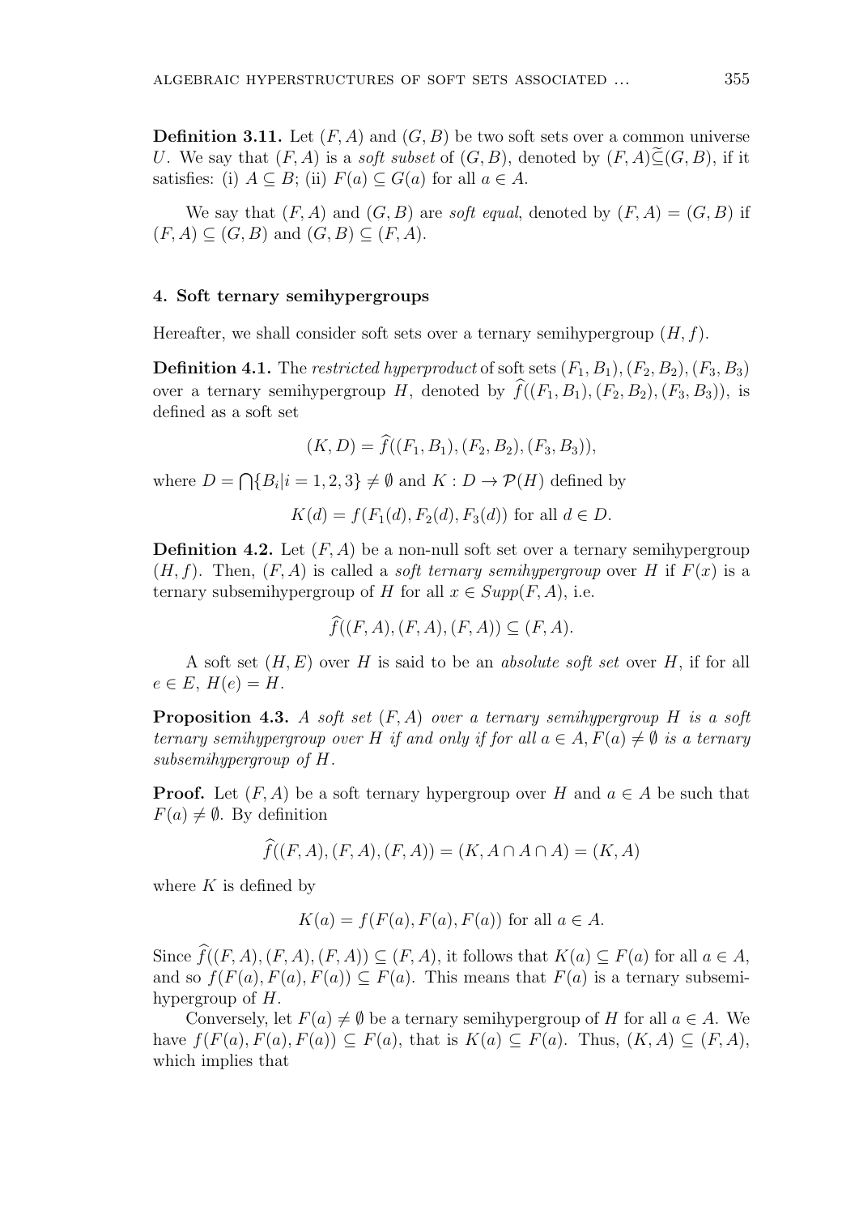**Definition 3.11.** Let $(F, A)$ and $(G, B)$ be two soft sets over a common universe $U$. We say that $(F, A)$ is a *soft subset* of $(G, B)$, denoted by $(F, A)\widetilde{\subseteq}(G, B)$, if it satisfies: (i) $A \subseteq B$; (ii) $F(a) \subseteq G(a)$ for all $a \in A$.

We say that $(F, A)$ and $(G, B)$ are *soft equal*, denoted by $(F, A) = (G, B)$ if $(F, A) \subseteq (G, B)$ and $(G, B) \subseteq (F, A)$.

## 4. Soft ternary semihypergroups

Hereafter, we shall consider soft sets over a ternary semihypergroup $(H, f)$.

**Definition 4.1.** The *restricted hyperproduct* of soft sets $(F_1, B_1), (F_2, B_2), (F_3, B_3)$ over a ternary semihypergroup $H$, denoted by $\widehat{f}((F_1, B_1), (F_2, B_2), (F_3, B_3))$, is defined as a soft set

$$(K, D) = \widehat{f}((F_1, B_1), (F_2, B_2), (F_3, B_3)),$$

where $D = \bigcap\{B_i | i = 1, 2, 3\} \neq \emptyset$ and $K : D \to \mathcal{P}(H)$ defined by

$$K(d) = f(F_1(d), F_2(d), F_3(d)) \text{ for all } d \in D.$$

**Definition 4.2.** Let $(F, A)$ be a non-null soft set over a ternary semihypergroup $(H, f)$. Then, $(F, A)$ is called a *soft ternary semihypergroup* over $H$ if $F(x)$ is a ternary subsemihypergroup of $H$ for all $x \in Supp(F, A)$, i.e.

$$\widehat{f}((F, A), (F, A), (F, A)) \subseteq (F, A).$$

A soft set $(H, E)$ over $H$ is said to be an *absolute soft set* over $H$, if for all $e \in E$, $H(e) = H$.

**Proposition 4.3.** *A soft set $(F, A)$ over a ternary semihypergroup $H$ is a soft ternary semihypergroup over $H$ if and only if for all $a \in A, F(a) \neq \emptyset$ is a ternary subsemihypergroup of $H$.*

**Proof.** Let $(F, A)$ be a soft ternary hypergroup over $H$ and $a \in A$ be such that $F(a) \neq \emptyset$. By definition

$$\widehat{f}((F, A), (F, A), (F, A)) = (K, A \cap A \cap A) = (K, A)$$

where $K$ is defined by

$$K(a) = f(F(a), F(a), F(a)) \text{ for all } a \in A.$$

Since $\widehat{f}((F, A), (F, A), (F, A)) \subseteq (F, A)$, it follows that $K(a) \subseteq F(a)$ for all $a \in A$, and so $f(F(a), F(a), F(a)) \subseteq F(a)$. This means that $F(a)$ is a ternary subsemihypergroup of $H$.

Conversely, let $F(a) \neq \emptyset$ be a ternary semihypergroup of $H$ for all $a \in A$. We have $f(F(a), F(a), F(a)) \subseteq F(a)$, that is $K(a) \subseteq F(a)$. Thus, $(K, A) \subseteq (F, A)$, which implies that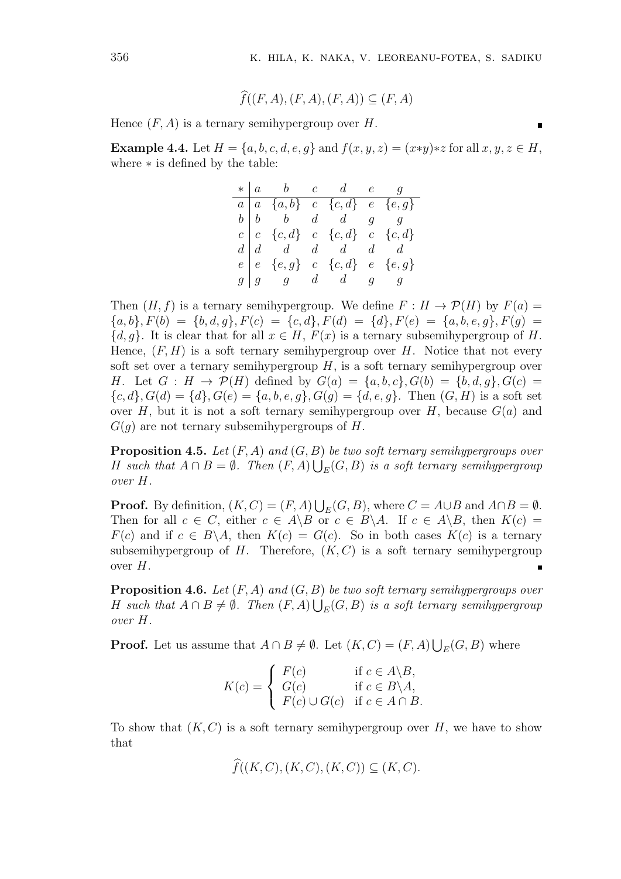$$\widehat{f}((F,A),(F,A),(F,A)) \subseteq (F,A)$$

Hence $(F,A)$ is a ternary semihypergroup over $H$. ∎

**Example 4.4.** Let $H = \{a,b,c,d,e,g\}$ and $f(x,y,z) = (x*y)*z$ for all $x,y,z \in H$, where $*$ is defined by the table:

| $*$ | $a$ | $b$ | $c$ | $d$ | $e$ | $g$ |
|---|---|---|---|---|---|---|
| $a$ | $a$ | $\{a,b\}$ | $c$ | $\{c,d\}$ | $e$ | $\{e,g\}$ |
| $b$ | $b$ | $b$ | $d$ | $d$ | $g$ | $g$ |
| $c$ | $c$ | $\{c,d\}$ | $c$ | $\{c,d\}$ | $c$ | $\{c,d\}$ |
| $d$ | $d$ | $d$ | $d$ | $d$ | $d$ | $d$ |
| $e$ | $e$ | $\{e,g\}$ | $c$ | $\{c,d\}$ | $e$ | $\{e,g\}$ |
| $g$ | $g$ | $g$ | $d$ | $d$ | $g$ | $g$ |

Then $(H,f)$ is a ternary semihypergroup. We define $F : H \to \mathcal{P}(H)$ by $F(a) = \{a,b\}, F(b) = \{b,d,g\}, F(c) = \{c,d\}, F(d) = \{d\}, F(e) = \{a,b,e,g\}, F(g) = \{d,g\}$. It is clear that for all $x \in H$, $F(x)$ is a ternary subsemihypergroup of $H$. Hence, $(F,H)$ is a soft ternary semihypergroup over $H$. Notice that not every soft set over a ternary semihypergroup $H$, is a soft ternary semihypergroup over $H$. Let $G : H \to \mathcal{P}(H)$ defined by $G(a) = \{a,b,c\}, G(b) = \{b,d,g\}, G(c) = \{c,d\}, G(d) = \{d\}, G(e) = \{a,b,e,g\}, G(g) = \{d,e,g\}$. Then $(G,H)$ is a soft set over $H$, but it is not a soft ternary semihypergroup over $H$, because $G(a)$ and $G(g)$ are not ternary subsemihypergroups of $H$.

**Proposition 4.5.** *Let $(F,A)$ and $(G,B)$ be two soft ternary semihypergroups over $H$ such that $A \cap B = \emptyset$. Then $(F,A) \bigcup_E (G,B)$ is a soft ternary semihypergroup over $H$.*

**Proof.** By definition, $(K,C) = (F,A) \bigcup_E (G,B)$, where $C = A \cup B$ and $A \cap B = \emptyset$. Then for all $c \in C$, either $c \in A \backslash B$ or $c \in B \backslash A$. If $c \in A \backslash B$, then $K(c) = F(c)$ and if $c \in B \backslash A$, then $K(c) = G(c)$. So in both cases $K(c)$ is a ternary subsemihypergroup of $H$. Therefore, $(K,C)$ is a soft ternary semihypergroup over $H$. ∎

**Proposition 4.6.** *Let $(F,A)$ and $(G,B)$ be two soft ternary semihypergroups over $H$ such that $A \cap B \neq \emptyset$. Then $(F,A) \bigcup_E (G,B)$ is a soft ternary semihypergroup over $H$.*

**Proof.** Let us assume that $A \cap B \neq \emptyset$. Let $(K,C) = (F,A) \bigcup_E (G,B)$ where

$$K(c) = \begin{cases} F(c) & \text{if } c \in A \backslash B, \\ G(c) & \text{if } c \in B \backslash A, \\ F(c) \cup G(c) & \text{if } c \in A \cap B. \end{cases}$$

To show that $(K,C)$ is a soft ternary semihypergroup over $H$, we have to show that

$$\widehat{f}((K,C),(K,C),(K,C)) \subseteq (K,C).$$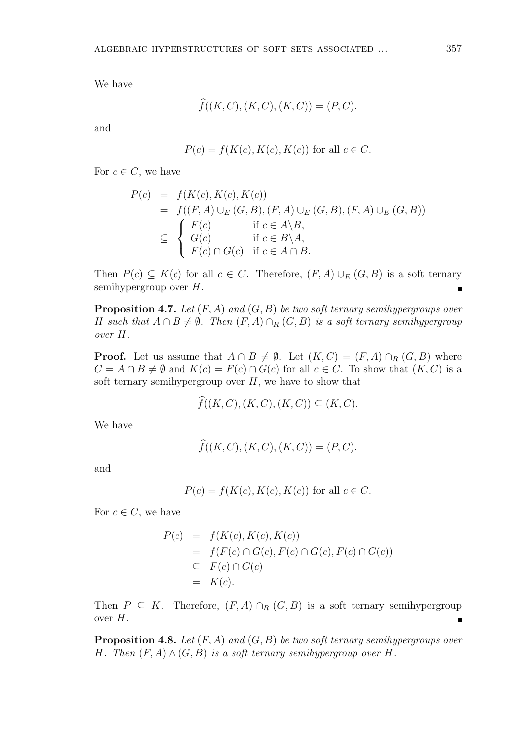We have

$$\widehat{f}((K,C),(K,C),(K,C)) = (P,C).$$

and

$$P(c) = f(K(c),K(c),K(c)) \text{ for all } c \in C.$$

For $c \in C$, we have

$$\begin{aligned}
P(c) &= f(K(c),K(c),K(c)) \\
&= f((F,A) \cup_E (G,B),(F,A) \cup_E (G,B),(F,A) \cup_E (G,B)) \\
&\subseteq \begin{cases} F(c) & \text{if } c \in A \backslash B, \\ G(c) & \text{if } c \in B \backslash A, \\ F(c) \cap G(c) & \text{if } c \in A \cap B. \end{cases}
\end{aligned}$$

Then $P(c) \subseteq K(c)$ for all $c \in C$. Therefore, $(F,A) \cup_E (G,B)$ is a soft ternary semihypergroup over $H$. ∎

**Proposition 4.7.** *Let $(F,A)$ and $(G,B)$ be two soft ternary semihypergroups over $H$ such that $A \cap B \neq \emptyset$. Then $(F,A) \cap_R (G,B)$ is a soft ternary semihypergroup over $H$.*

**Proof.** Let us assume that $A \cap B \neq \emptyset$. Let $(K,C) = (F,A) \cap_R (G,B)$ where $C = A \cap B \neq \emptyset$ and $K(c) = F(c) \cap G(c)$ for all $c \in C$. To show that $(K,C)$ is a soft ternary semihypergroup over $H$, we have to show that

$$\widehat{f}((K,C),(K,C),(K,C)) \subseteq (K,C).$$

We have

$$\widehat{f}((K,C),(K,C),(K,C)) = (P,C).$$

and

$$P(c) = f(K(c),K(c),K(c)) \text{ for all } c \in C.$$

For $c \in C$, we have

$$\begin{aligned}
P(c) &= f(K(c),K(c),K(c)) \\
&= f(F(c) \cap G(c), F(c) \cap G(c), F(c) \cap G(c)) \\
&\subseteq F(c) \cap G(c) \\
&= K(c).
\end{aligned}$$

Then $P \subseteq K$. Therefore, $(F,A) \cap_R (G,B)$ is a soft ternary semihypergroup over $H$. ∎

**Proposition 4.8.** *Let $(F,A)$ and $(G,B)$ be two soft ternary semihypergroups over $H$. Then $(F,A) \wedge (G,B)$ is a soft ternary semihypergroup over $H$.*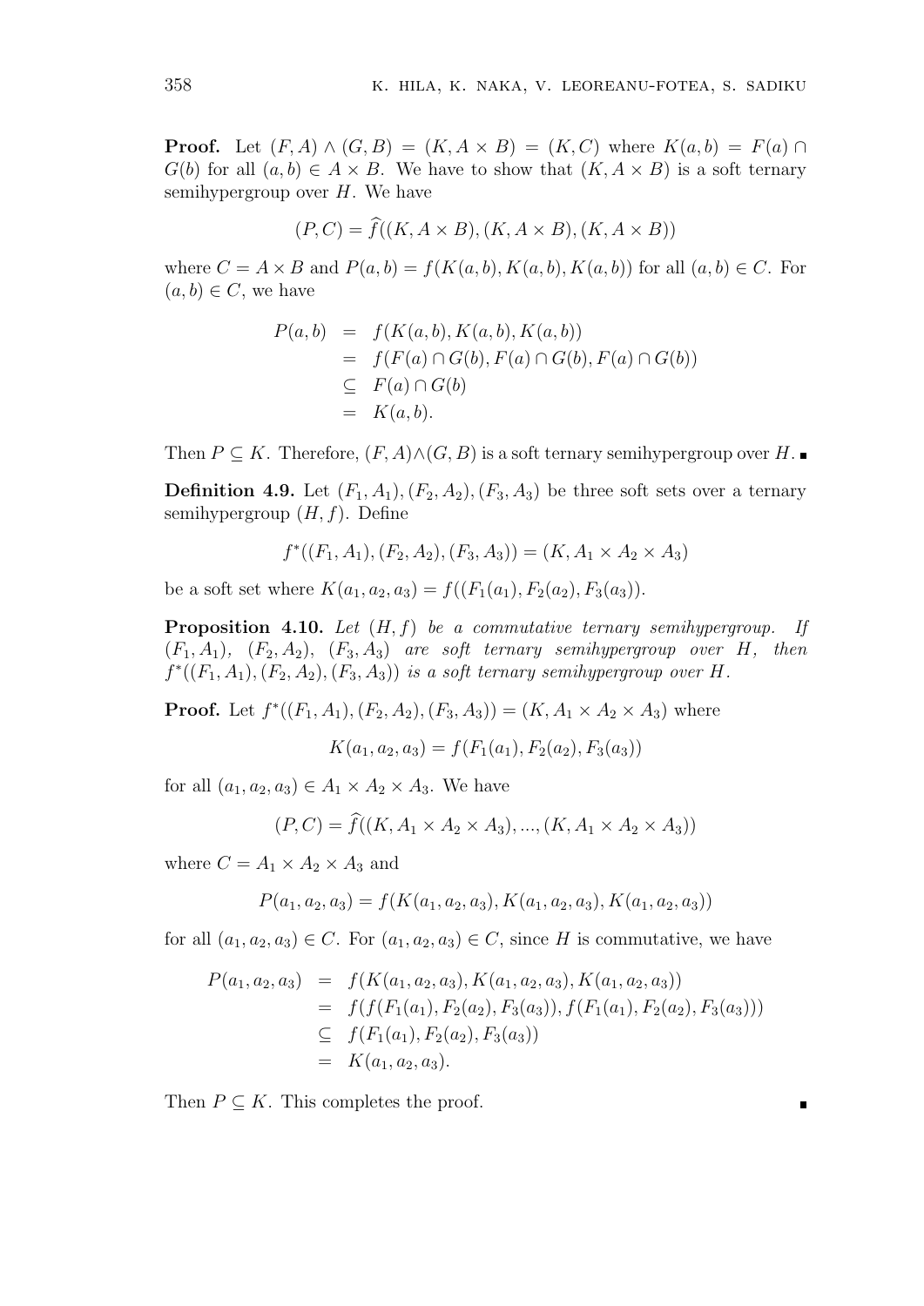**Proof.** Let $(F, A) \wedge (G, B) = (K, A \times B) = (K, C)$ where $K(a, b) = F(a) \cap G(b)$ for all $(a, b) \in A \times B$. We have to show that $(K, A \times B)$ is a soft ternary semihypergroup over $H$. We have

$$(P, C) = \widehat{f}((K, A \times B), (K, A \times B), (K, A \times B))$$

where $C = A \times B$ and $P(a, b) = f(K(a, b), K(a, b), K(a, b))$ for all $(a, b) \in C$. For $(a, b) \in C$, we have

$$\begin{aligned}
P(a, b) &= f(K(a, b), K(a, b), K(a, b)) \\
&= f(F(a) \cap G(b), F(a) \cap G(b), F(a) \cap G(b)) \\
&\subseteq F(a) \cap G(b) \\
&= K(a, b).
\end{aligned}$$

Then $P \subseteq K$. Therefore, $(F, A) \wedge (G, B)$ is a soft ternary semihypergroup over $H$. ∎

**Definition 4.9.** Let $(F_1, A_1), (F_2, A_2), (F_3, A_3)$ be three soft sets over a ternary semihypergroup $(H, f)$. Define

$$f^*((F_1, A_1), (F_2, A_2), (F_3, A_3)) = (K, A_1 \times A_2 \times A_3)$$

be a soft set where $K(a_1, a_2, a_3) = f((F_1(a_1), F_2(a_2), F_3(a_3))$.

**Proposition 4.10.** *Let $(H, f)$ be a commutative ternary semihypergroup. If $(F_1, A_1)$, $(F_2, A_2)$, $(F_3, A_3)$ are soft ternary semihypergroup over $H$, then $f^*((F_1, A_1), (F_2, A_2), (F_3, A_3))$ is a soft ternary semihypergroup over $H$.*

**Proof.** Let $f^*((F_1, A_1), (F_2, A_2), (F_3, A_3)) = (K, A_1 \times A_2 \times A_3)$ where

$$K(a_1, a_2, a_3) = f(F_1(a_1), F_2(a_2), F_3(a_3))$$

for all $(a_1, a_2, a_3) \in A_1 \times A_2 \times A_3$. We have

$$(P, C) = \widehat{f}((K, A_1 \times A_2 \times A_3), ..., (K, A_1 \times A_2 \times A_3))$$

where $C = A_1 \times A_2 \times A_3$ and

$$P(a_1, a_2, a_3) = f(K(a_1, a_2, a_3), K(a_1, a_2, a_3), K(a_1, a_2, a_3))$$

for all $(a_1, a_2, a_3) \in C$. For $(a_1, a_2, a_3) \in C$, since $H$ is commutative, we have

$$\begin{aligned}
P(a_1, a_2, a_3) &= f(K(a_1, a_2, a_3), K(a_1, a_2, a_3), K(a_1, a_2, a_3)) \\
&= f(f(F_1(a_1), F_2(a_2), F_3(a_3)), f(F_1(a_1), F_2(a_2), F_3(a_3))) \\
&\subseteq f(F_1(a_1), F_2(a_2), F_3(a_3)) \\
&= K(a_1, a_2, a_3).
\end{aligned}$$

Then $P \subseteq K$. This completes the proof. ∎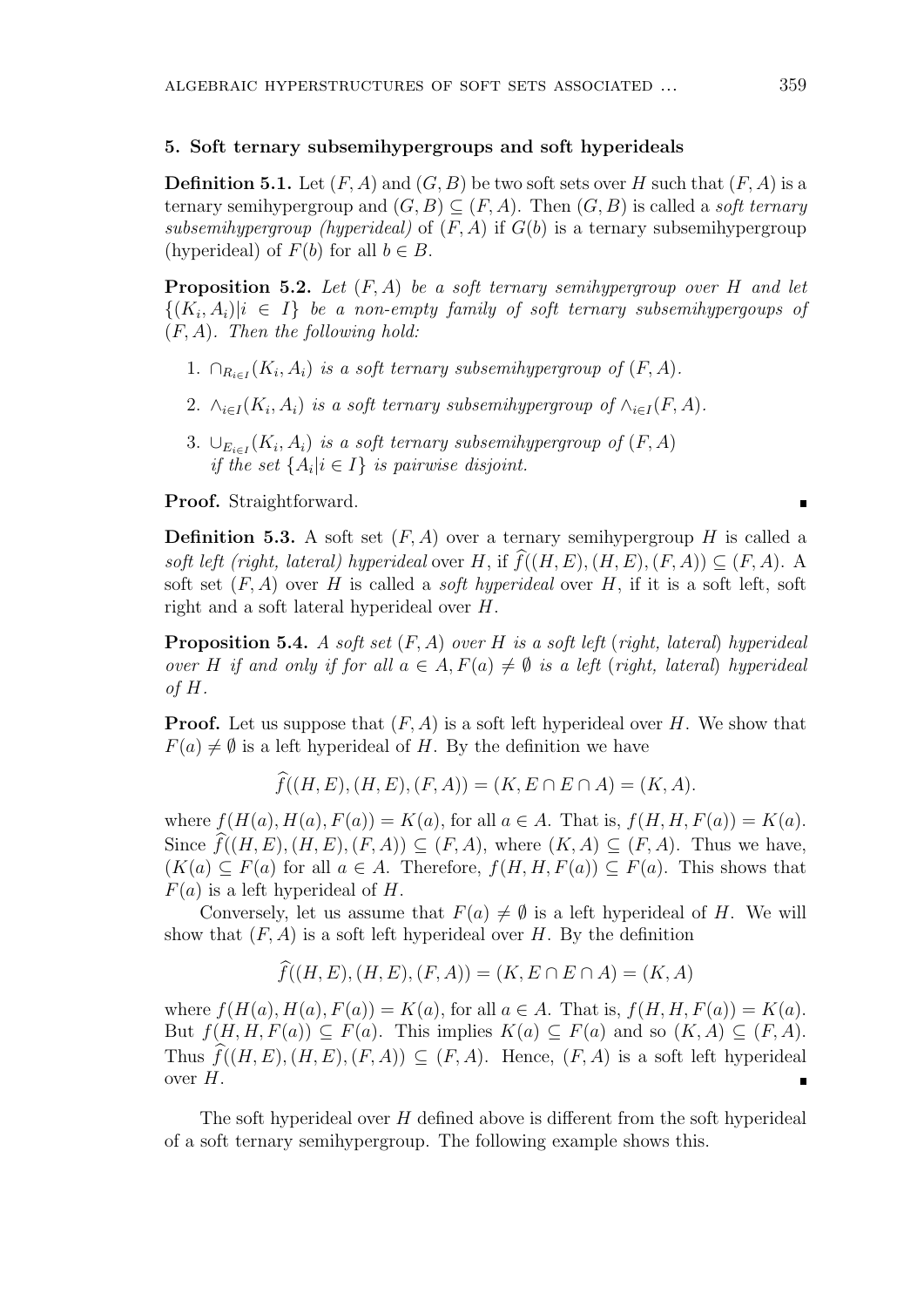## 5. Soft ternary subsemihypergroups and soft hyperideals

**Definition 5.1.** Let $(F, A)$ and $(G, B)$ be two soft sets over $H$ such that $(F, A)$ is a ternary semihypergroup and $(G, B) \subseteq (F, A)$. Then $(G, B)$ is called a *soft ternary subsemihypergroup (hyperideal)* of $(F, A)$ if $G(b)$ is a ternary subsemihypergroup (hyperideal) of $F(b)$ for all $b \in B$.

**Proposition 5.2.** *Let $(F, A)$ be a soft ternary semihypergroup over $H$ and let $\{(K_i, A_i) | i \in I\}$ be a non-empty family of soft ternary subsemihypergoups of $(F, A)$. Then the following hold:*

1. $\cap_{R_{i \in I}}(K_i, A_i)$ *is a soft ternary subsemihypergroup of* $(F, A)$.
2. $\wedge_{i \in I}(K_i, A_i)$ *is a soft ternary subsemihypergroup of* $\wedge_{i \in I}(F, A)$.
3. $\cup_{E_{i \in I}}(K_i, A_i)$ *is a soft ternary subsemihypergroup of* $(F, A)$ *if the set* $\{A_i | i \in I\}$ *is pairwise disjoint.*

**Proof.** Straightforward. ∎

**Definition 5.3.** A soft set $(F, A)$ over a ternary semihypergroup $H$ is called a *soft left (right, lateral) hyperideal* over $H$, if $\widehat{f}((H, E), (H, E), (F, A)) \subseteq (F, A)$. A soft set $(F, A)$ over $H$ is called a *soft hyperideal* over $H$, if it is a soft left, soft right and a soft lateral hyperideal over $H$.

**Proposition 5.4.** *A soft set $(F, A)$ over $H$ is a soft left (right, lateral) hyperideal over $H$ if and only if for all $a \in A, F(a) \neq \emptyset$ is a left (right, lateral) hyperideal of $H$.*

**Proof.** Let us suppose that $(F, A)$ is a soft left hyperideal over $H$. We show that $F(a) \neq \emptyset$ is a left hyperideal of $H$. By the definition we have

$$\widehat{f}((H, E), (H, E), (F, A)) = (K, E \cap E \cap A) = (K, A).$$

where $f(H(a), H(a), F(a)) = K(a)$, for all $a \in A$. That is, $f(H, H, F(a)) = K(a)$. Since $\widehat{f}((H, E), (H, E), (F, A)) \subseteq (F, A)$, where $(K, A) \subseteq (F, A)$. Thus we have, $(K(a) \subseteq F(a)$ for all $a \in A$. Therefore, $f(H, H, F(a)) \subseteq F(a)$. This shows that $F(a)$ is a left hyperideal of $H$.

Conversely, let us assume that $F(a) \neq \emptyset$ is a left hyperideal of $H$. We will show that $(F, A)$ is a soft left hyperideal over $H$. By the definition

$$\widehat{f}((H, E), (H, E), (F, A)) = (K, E \cap E \cap A) = (K, A)$$

where $f(H(a), H(a), F(a)) = K(a)$, for all $a \in A$. That is, $f(H, H, F(a)) = K(a)$. But $f(H, H, F(a)) \subseteq F(a)$. This implies $K(a) \subseteq F(a)$ and so $(K, A) \subseteq (F, A)$. Thus $\widehat{f}((H, E), (H, E), (F, A)) \subseteq (F, A)$. Hence, $(F, A)$ is a soft left hyperideal over $H$. ∎

The soft hyperideal over $H$ defined above is different from the soft hyperideal of a soft ternary semihypergroup. The following example shows this.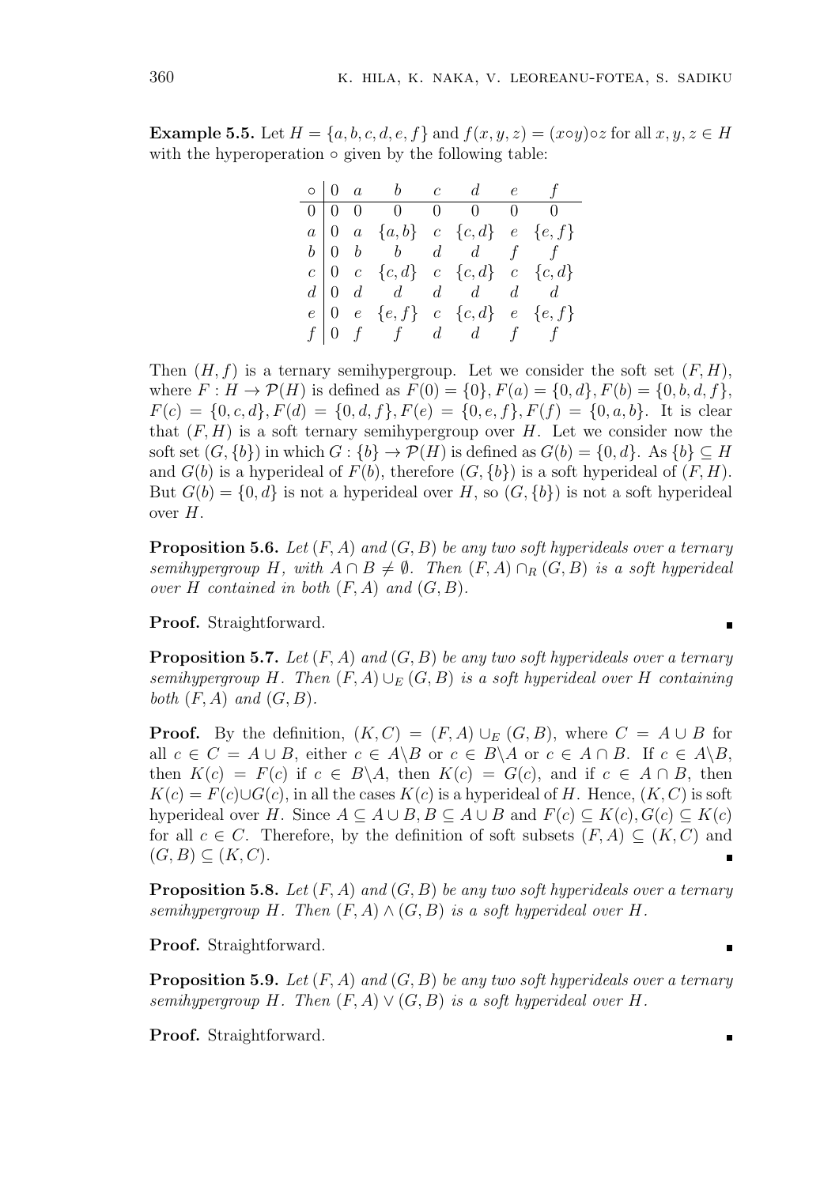**Example 5.5.** Let $H = \{a, b, c, d, e, f\}$ and $f(x, y, z) = (x \circ y) \circ z$ for all $x, y, z \in H$ with the hyperoperation $\circ$ given by the following table:

| $\circ$ | $0$ | $a$ | $b$ | $c$ | $d$ | $e$ | $f$ |
|---|---|---|---|---|---|---|---|
| $0$ | $0$ | $0$ | $0$ | $0$ | $0$ | $0$ | $0$ |
| $a$ | $0$ | $a$ | $\{a, b\}$ | $c$ | $\{c, d\}$ | $e$ | $\{e, f\}$ |
| $b$ | $0$ | $b$ | $b$ | $d$ | $d$ | $f$ | $f$ |
| $c$ | $0$ | $c$ | $\{c, d\}$ | $c$ | $\{c, d\}$ | $c$ | $\{c, d\}$ |
| $d$ | $0$ | $d$ | $d$ | $d$ | $d$ | $d$ | $d$ |
| $e$ | $0$ | $e$ | $\{e, f\}$ | $c$ | $\{c, d\}$ | $e$ | $\{e, f\}$ |
| $f$ | $0$ | $f$ | $f$ | $d$ | $d$ | $f$ | $f$ |

Then $(H, f)$ is a ternary semihypergroup. Let we consider the soft set $(F, H)$, where $F : H \to \mathcal{P}(H)$ is defined as $F(0) = \{0\}, F(a) = \{0, d\}, F(b) = \{0, b, d, f\}$, $F(c) = \{0, c, d\}, F(d) = \{0, d, f\}, F(e) = \{0, e, f\}, F(f) = \{0, a, b\}$. It is clear that $(F, H)$ is a soft ternary semihypergroup over $H$. Let we consider now the soft set $(G, \{b\})$ in which $G : \{b\} \to \mathcal{P}(H)$ is defined as $G(b) = \{0, d\}$. As $\{b\} \subseteq H$ and $G(b)$ is a hyperideal of $F(b)$, therefore $(G, \{b\})$ is a soft hyperideal of $(F, H)$. But $G(b) = \{0, d\}$ is not a hyperideal over $H$, so $(G, \{b\})$ is not a soft hyperideal over $H$.

**Proposition 5.6.** *Let $(F, A)$ and $(G, B)$ be any two soft hyperideals over a ternary semihypergroup $H$, with $A \cap B \neq \emptyset$. Then $(F, A) \cap_R (G, B)$ is a soft hyperideal over $H$ contained in both $(F, A)$ and $(G, B)$.*

**Proof.** Straightforward. ∎

**Proposition 5.7.** *Let $(F, A)$ and $(G, B)$ be any two soft hyperideals over a ternary semihypergroup $H$. Then $(F, A) \cup_E (G, B)$ is a soft hyperideal over $H$ containing both $(F, A)$ and $(G, B)$.*

**Proof.** By the definition, $(K, C) = (F, A) \cup_E (G, B)$, where $C = A \cup B$ for all $c \in C = A \cup B$, either $c \in A \backslash B$ or $c \in B \backslash A$ or $c \in A \cap B$. If $c \in A \backslash B$, then $K(c) = F(c)$ if $c \in B \backslash A$, then $K(c) = G(c)$, and if $c \in A \cap B$, then $K(c) = F(c) \cup G(c)$, in all the cases $K(c)$ is a hyperideal of $H$. Hence, $(K, C)$ is soft hyperideal over $H$. Since $A \subseteq A \cup B, B \subseteq A \cup B$ and $F(c) \subseteq K(c), G(c) \subseteq K(c)$ for all $c \in C$. Therefore, by the definition of soft subsets $(F, A) \subseteq (K, C)$ and $(G, B) \subseteq (K, C)$. ∎

**Proposition 5.8.** *Let $(F, A)$ and $(G, B)$ be any two soft hyperideals over a ternary semihypergroup $H$. Then $(F, A) \wedge (G, B)$ is a soft hyperideal over $H$.*

**Proof.** Straightforward. ∎

**Proposition 5.9.** *Let $(F, A)$ and $(G, B)$ be any two soft hyperideals over a ternary semihypergroup $H$. Then $(F, A) \vee (G, B)$ is a soft hyperideal over $H$.*

**Proof.** Straightforward. ∎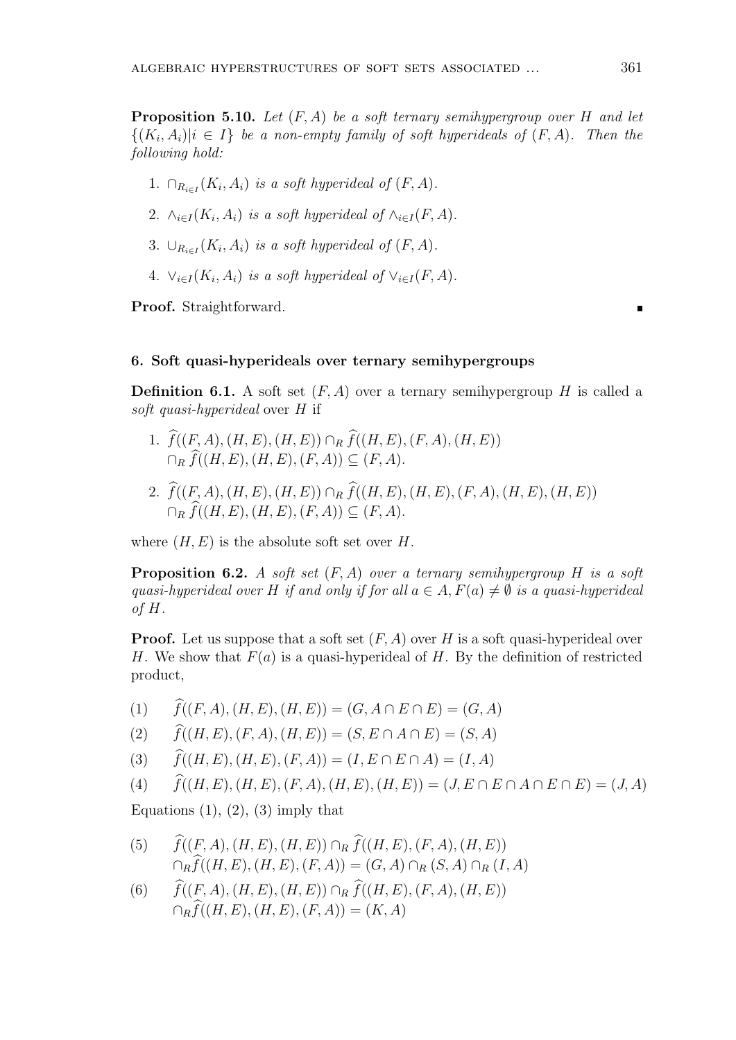**Proposition 5.10.** *Let $(F, A)$ be a soft ternary semihypergroup over $H$ and let $\{(K_i, A_i) | i \in I\}$ be a non-empty family of soft hyperideals of $(F, A)$. Then the following hold:*

1. $\cap_{R_{i \in I}}(K_i, A_i)$ *is a soft hyperideal of* $(F, A)$.
2. $\wedge_{i \in I}(K_i, A_i)$ *is a soft hyperideal of* $\wedge_{i \in I}(F, A)$.
3. $\cup_{R_{i \in I}}(K_i, A_i)$ *is a soft hyperideal of* $(F, A)$.
4. $\vee_{i \in I}(K_i, A_i)$ *is a soft hyperideal of* $\vee_{i \in I}(F, A)$.

**Proof.** Straightforward. ∎

## 6. Soft quasi-hyperideals over ternary semihypergroups

**Definition 6.1.** A soft set $(F, A)$ over a ternary semihypergroup $H$ is called a *soft quasi-hyperideal* over $H$ if

1. $\widehat{f}((F, A), (H, E), (H, E)) \cap_R \widehat{f}((H, E), (F, A), (H, E))$ $\cap_R \widehat{f}((H, E), (H, E), (F, A)) \subseteq (F, A)$.
2. $\widehat{f}((F, A), (H, E), (H, E)) \cap_R \widehat{f}((H, E), (H, E), (F, A), (H, E), (H, E))$ $\cap_R \widehat{f}((H, E), (H, E), (F, A)) \subseteq (F, A)$.

where $(H, E)$ is the absolute soft set over $H$.

**Proposition 6.2.** *A soft set $(F, A)$ over a ternary semihypergroup $H$ is a soft quasi-hyperideal over $H$ if and only if for all $a \in A, F(a) \neq \emptyset$ is a quasi-hyperideal of $H$.*

**Proof.** Let us suppose that a soft set $(F, A)$ over $H$ is a soft quasi-hyperideal over $H$. We show that $F(a)$ is a quasi-hyperideal of $H$. By the definition of restricted product,

$$(1) \quad \widehat{f}((F, A), (H, E), (H, E)) = (G, A \cap E \cap E) = (G, A)$$

$$(2) \quad \widehat{f}((H, E), (F, A), (H, E)) = (S, E \cap A \cap E) = (S, A)$$

$$(3) \quad \widehat{f}((H, E), (H, E), (F, A)) = (I, E \cap E \cap A) = (I, A)$$

$$(4) \quad \widehat{f}((H, E), (H, E), (F, A), (H, E), (H, E)) = (J, E \cap E \cap A \cap E \cap E) = (J, A)$$

Equations (1), (2), (3) imply that

$$(5) \quad \widehat{f}((F, A), (H, E), (H, E)) \cap_R \widehat{f}((H, E), (F, A), (H, E)) \cap_R \widehat{f}((H, E), (H, E), (F, A)) = (G, A) \cap_R (S, A) \cap_R (I, A)$$

$$(6) \quad \widehat{f}((F, A), (H, E), (H, E)) \cap_R \widehat{f}((H, E), (F, A), (H, E)) \cap_R \widehat{f}((H, E), (H, E), (F, A)) = (K, A)$$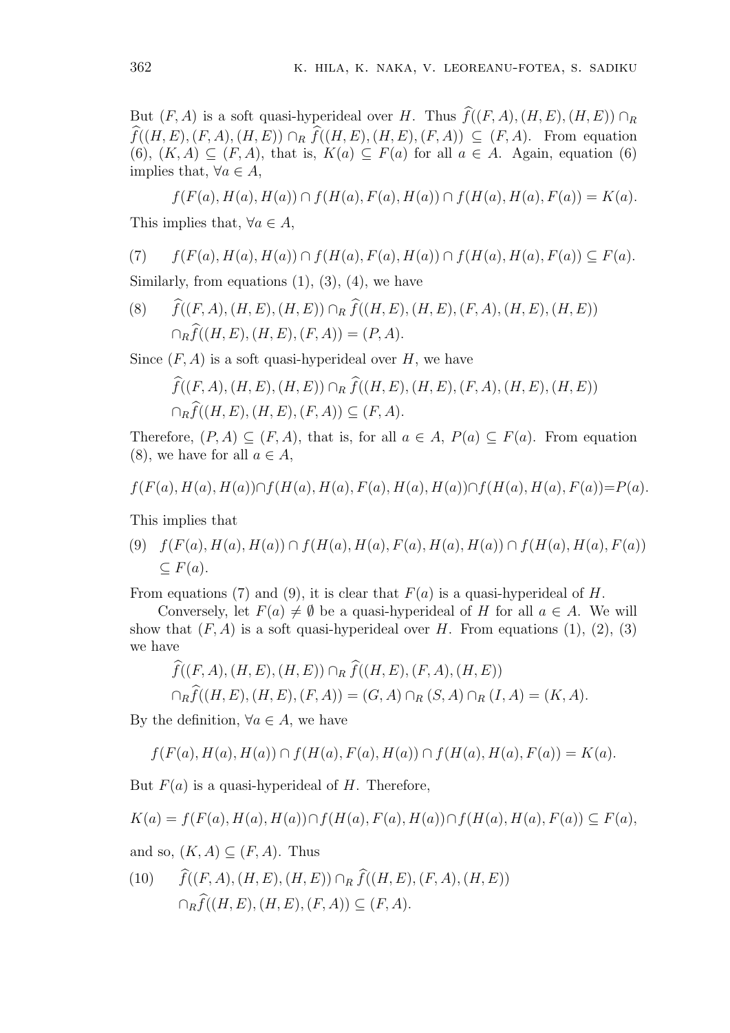But $(F,A)$ is a soft quasi-hyperideal over $H$. Thus $\widehat{f}((F,A),(H,E),(H,E)) \cap_R \widehat{f}((H,E),(F,A),(H,E)) \cap_R \widehat{f}((H,E),(H,E),(F,A)) \subseteq (F,A)$. From equation (6), $(K,A) \subseteq (F,A)$, that is, $K(a) \subseteq F(a)$ for all $a \in A$. Again, equation (6) implies that, $\forall a \in A$,

$$f(F(a),H(a),H(a)) \cap f(H(a),F(a),H(a)) \cap f(H(a),H(a),F(a)) = K(a).$$

This implies that, $\forall a \in A$,

$$f(F(a),H(a),H(a)) \cap f(H(a),F(a),H(a)) \cap f(H(a),H(a),F(a)) \subseteq F(a). \tag{7}$$

Similarly, from equations (1), (3), (4), we have

$$\widehat{f}((F,A),(H,E),(H,E)) \cap_R \widehat{f}((H,E),(H,E),(F,A),(H,E),(H,E)) \cap_R \widehat{f}((H,E),(H,E),(F,A)) = (P,A). \tag{8}$$

Since $(F,A)$ is a soft quasi-hyperideal over $H$, we have

$$\widehat{f}((F,A),(H,E),(H,E)) \cap_R \widehat{f}((H,E),(H,E),(F,A),(H,E),(H,E)) \cap_R \widehat{f}((H,E),(H,E),(F,A)) \subseteq (F,A).$$

Therefore, $(P,A) \subseteq (F,A)$, that is, for all $a \in A$, $P(a) \subseteq F(a)$. From equation (8), we have for all $a \in A$,

$$f(F(a),H(a),H(a)) \cap f(H(a),H(a),F(a),H(a),H(a)) \cap f(H(a),H(a),F(a)) = P(a).$$

This implies that

$$f(F(a),H(a),H(a)) \cap f(H(a),H(a),F(a),H(a),H(a)) \cap f(H(a),H(a),F(a)) \subseteq F(a). \tag{9}$$

From equations (7) and (9), it is clear that $F(a)$ is a quasi-hyperideal of $H$.

Conversely, let $F(a) \neq \emptyset$ be a quasi-hyperideal of $H$ for all $a \in A$. We will show that $(F,A)$ is a soft quasi-hyperideal over $H$. From equations (1), (2), (3) we have

$$\widehat{f}((F,A),(H,E),(H,E)) \cap_R \widehat{f}((H,E),(F,A),(H,E)) \cap_R \widehat{f}((H,E),(H,E),(F,A)) = (G,A) \cap_R (S,A) \cap_R (I,A) = (K,A).$$

By the definition, $\forall a \in A$, we have

$$f(F(a),H(a),H(a)) \cap f(H(a),F(a),H(a)) \cap f(H(a),H(a),F(a)) = K(a).$$

But $F(a)$ is a quasi-hyperideal of $H$. Therefore,

$$K(a) = f(F(a),H(a),H(a)) \cap f(H(a),F(a),H(a)) \cap f(H(a),H(a),F(a)) \subseteq F(a),$$

and so, $(K,A) \subseteq (F,A)$. Thus

$$\widehat{f}((F,A),(H,E),(H,E)) \cap_R \widehat{f}((H,E),(F,A),(H,E)) \cap_R \widehat{f}((H,E),(H,E),(F,A)) \subseteq (F,A). \tag{10}$$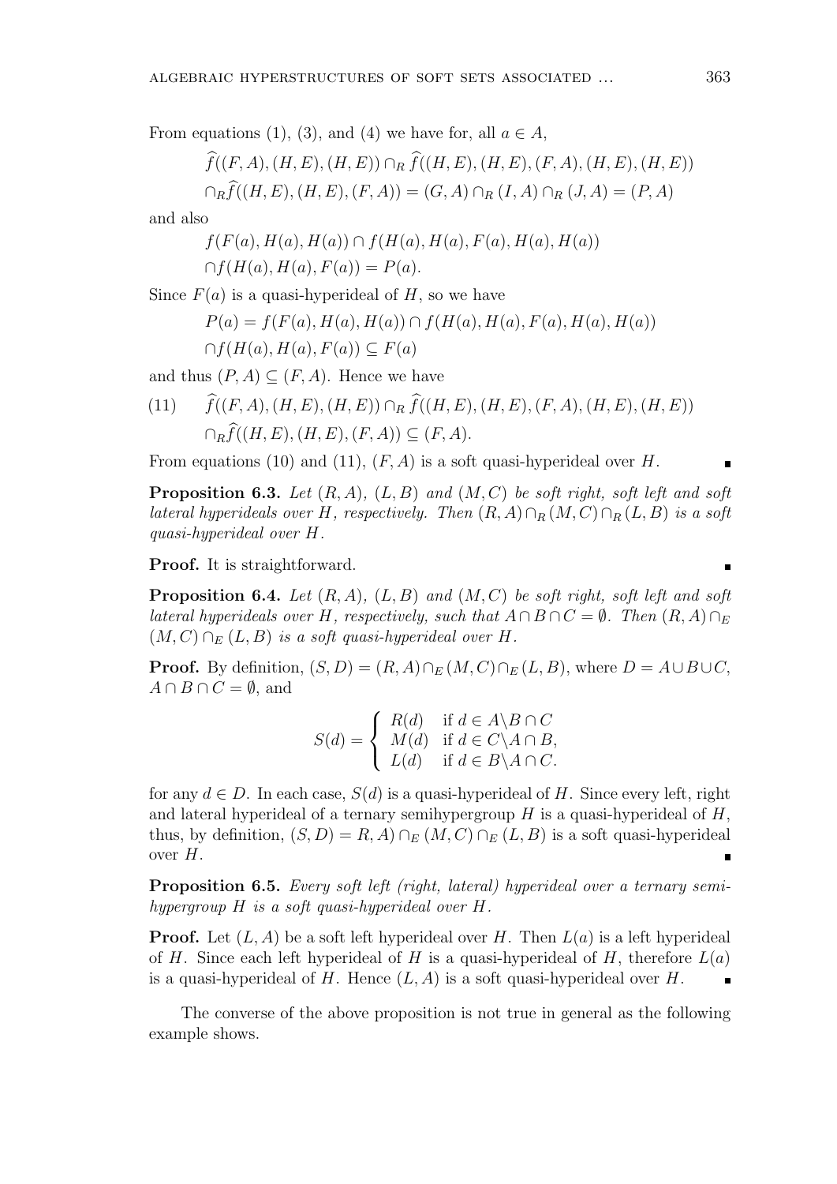From equations (1), (3), and (4) we have for, all $a \in A$,

$$\widehat{f}((F,A),(H,E),(H,E)) \cap_R \widehat{f}((H,E),(H,E),(F,A),(H,E),(H,E))$$
$$\cap_R \widehat{f}((H,E),(H,E),(F,A)) = (G,A) \cap_R (I,A) \cap_R (J,A) = (P,A)$$

and also

$$f(F(a),H(a),H(a)) \cap f(H(a),H(a),F(a),H(a),H(a))$$
$$\cap f(H(a),H(a),F(a)) = P(a).$$

Since $F(a)$ is a quasi-hyperideal of $H$, so we have

$$P(a) = f(F(a),H(a),H(a)) \cap f(H(a),H(a),F(a),H(a),H(a))$$
$$\cap f(H(a),H(a),F(a)) \subseteq F(a)$$

and thus $(P,A) \subseteq (F,A)$. Hence we have

$$\widehat{f}((F,A),(H,E),(H,E)) \cap_R \widehat{f}((H,E),(H,E),(F,A),(H,E),(H,E))$$
$$\cap_R \widehat{f}((H,E),(H,E),(F,A)) \subseteq (F,A). \tag{11}$$

From equations (10) and (11), $(F,A)$ is a soft quasi-hyperideal over $H$. ∎

**Proposition 6.3.** *Let $(R,A)$, $(L,B)$ and $(M,C)$ be soft right, soft left and soft lateral hyperideals over $H$, respectively. Then $(R,A) \cap_R (M,C) \cap_R (L,B)$ is a soft quasi-hyperideal over $H$.*

**Proof.** It is straightforward. ∎

**Proposition 6.4.** *Let $(R,A)$, $(L,B)$ and $(M,C)$ be soft right, soft left and soft lateral hyperideals over $H$, respectively, such that $A \cap B \cap C = \emptyset$. Then $(R,A) \cap_E (M,C) \cap_E (L,B)$ is a soft quasi-hyperideal over $H$.*

**Proof.** By definition, $(S,D) = (R,A) \cap_E (M,C) \cap_E (L,B)$, where $D = A \cup B \cup C$, $A \cap B \cap C = \emptyset$, and

$$S(d) = \begin{cases} R(d) & \text{if } d \in A \backslash B \cap C \\ M(d) & \text{if } d \in C \backslash A \cap B, \\ L(d) & \text{if } d \in B \backslash A \cap C. \end{cases}$$

for any $d \in D$. In each case, $S(d)$ is a quasi-hyperideal of $H$. Since every left, right and lateral hyperideal of a ternary semihypergroup $H$ is a quasi-hyperideal of $H$, thus, by definition, $(S,D) = R,A) \cap_E (M,C) \cap_E (L,B)$ is a soft quasi-hyperideal over $H$. ∎

**Proposition 6.5.** *Every soft left (right, lateral) hyperideal over a ternary semihypergroup $H$ is a soft quasi-hyperideal over $H$.*

**Proof.** Let $(L,A)$ be a soft left hyperideal over $H$. Then $L(a)$ is a left hyperideal of $H$. Since each left hyperideal of $H$ is a quasi-hyperideal of $H$, therefore $L(a)$ is a quasi-hyperideal of $H$. Hence $(L,A)$ is a soft quasi-hyperideal over $H$. ∎

The converse of the above proposition is not true in general as the following example shows.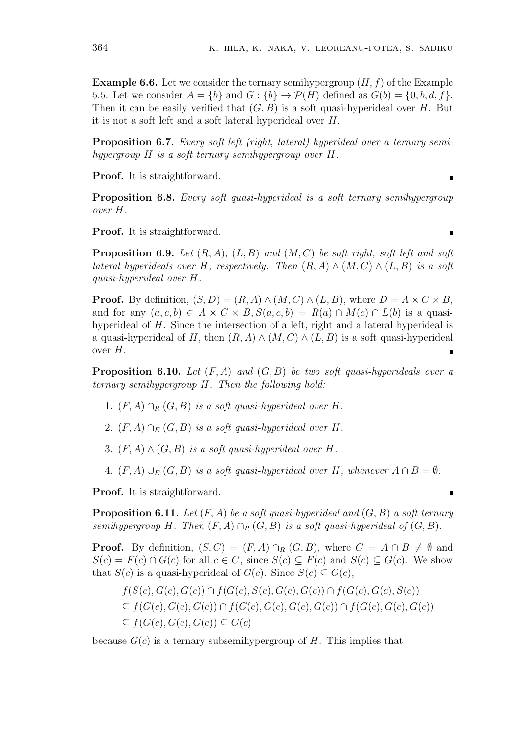**Example 6.6.** Let we consider the ternary semihypergroup $(H, f)$ of the Example 5.5. Let we consider $A = \{b\}$ and $G : \{b\} \to \mathcal{P}(H)$ defined as $G(b) = \{0, b, d, f\}$. Then it can be easily verified that $(G, B)$ is a soft quasi-hyperideal over $H$. But it is not a soft left and a soft lateral hyperideal over $H$.

**Proposition 6.7.** *Every soft left (right, lateral) hyperideal over a ternary semihypergroup $H$ is a soft ternary semihypergroup over $H$.*

**Proof.** It is straightforward. ∎

**Proposition 6.8.** *Every soft quasi-hyperideal is a soft ternary semihypergroup over $H$.*

**Proof.** It is straightforward. ∎

**Proposition 6.9.** *Let $(R, A)$, $(L, B)$ and $(M, C)$ be soft right, soft left and soft lateral hyperideals over $H$, respectively. Then $(R, A) \wedge (M, C) \wedge (L, B)$ is a soft quasi-hyperideal over $H$.*

**Proof.** By definition, $(S, D) = (R, A) \wedge (M, C) \wedge (L, B)$, where $D = A \times C \times B$, and for any $(a, c, b) \in A \times C \times B, S(a, c, b) = R(a) \cap M(c) \cap L(b)$ is a quasi-hyperideal of $H$. Since the intersection of a left, right and a lateral hyperideal is a quasi-hyperideal of $H$, then $(R, A) \wedge (M, C) \wedge (L, B)$ is a soft quasi-hyperideal over $H$. ∎

**Proposition 6.10.** *Let $(F, A)$ and $(G, B)$ be two soft quasi-hyperideals over a ternary semihypergroup $H$. Then the following hold:*

1. *$(F, A) \cap_R (G, B)$ is a soft quasi-hyperideal over $H$.*
2. *$(F, A) \cap_E (G, B)$ is a soft quasi-hyperideal over $H$.*
3. *$(F, A) \wedge (G, B)$ is a soft quasi-hyperideal over $H$.*
4. *$(F, A) \cup_E (G, B)$ is a soft quasi-hyperideal over $H$, whenever $A \cap B = \emptyset$.*

**Proof.** It is straightforward. ∎

**Proposition 6.11.** *Let $(F, A)$ be a soft quasi-hyperideal and $(G, B)$ a soft ternary semihypergroup $H$. Then $(F, A) \cap_R (G, B)$ is a soft quasi-hyperideal of $(G, B)$.*

**Proof.** By definition, $(S, C) = (F, A) \cap_R (G, B)$, where $C = A \cap B \neq \emptyset$ and $S(c) = F(c) \cap G(c)$ for all $c \in C$, since $S(c) \subseteq F(c)$ and $S(c) \subseteq G(c)$. We show that $S(c)$ is a quasi-hyperideal of $G(c)$. Since $S(c) \subseteq G(c)$,

$$
\begin{aligned}
&f(S(c), G(c), G(c)) \cap f(G(c), S(c), G(c), G(c)) \cap f(G(c), G(c), S(c)) \\
&\subseteq f(G(c), G(c), G(c)) \cap f(G(c), G(c), G(c), G(c)) \cap f(G(c), G(c), G(c)) \\
&\subseteq f(G(c), G(c), G(c)) \subseteq G(c)
\end{aligned}
$$

because $G(c)$ is a ternary subsemihypergroup of $H$. This implies that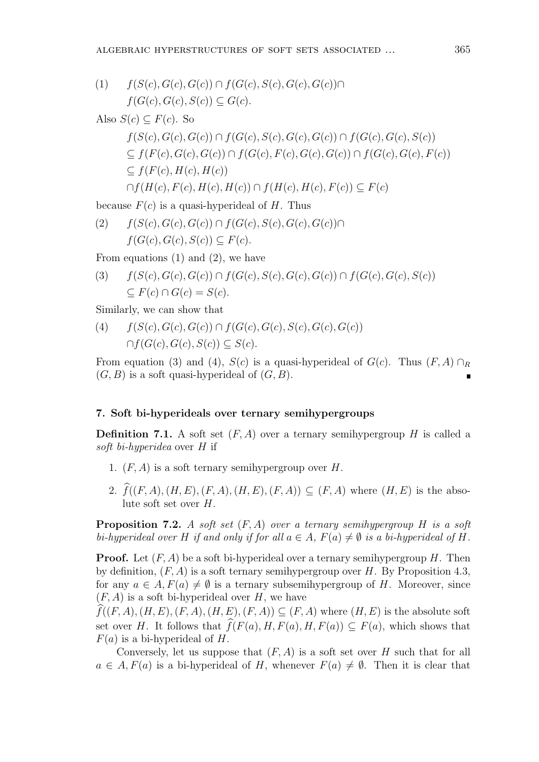$$(1) \qquad f(S(c), G(c), G(c)) \cap f(G(c), S(c), G(c), G(c)) \cap f(G(c), G(c), S(c)) \subseteq G(c).$$

Also $S(c) \subseteq F(c)$. So

$$\begin{aligned}
& f(S(c), G(c), G(c)) \cap f(G(c), S(c), G(c), G(c)) \cap f(G(c), G(c), S(c)) \\
& \subseteq f(F(c), G(c), G(c)) \cap f(G(c), F(c), G(c), G(c)) \cap f(G(c), G(c), F(c)) \\
& \subseteq f(F(c), H(c), H(c)) \\
& \cap f(H(c), F(c), H(c), H(c)) \cap f(H(c), H(c), F(c)) \subseteq F(c)
\end{aligned}$$

because $F(c)$ is a quasi-hyperideal of $H$. Thus

$$(2) \qquad f(S(c), G(c), G(c)) \cap f(G(c), S(c), G(c), G(c)) \cap f(G(c), G(c), S(c)) \subseteq F(c).$$

From equations (1) and (2), we have

$$(3) \qquad f(S(c), G(c), G(c)) \cap f(G(c), S(c), G(c), G(c)) \cap f(G(c), G(c), S(c)) \subseteq F(c) \cap G(c) = S(c).$$

Similarly, we can show that

$$(4) \qquad f(S(c), G(c), G(c)) \cap f(G(c), G(c), S(c), G(c), G(c)) \cap f(G(c), G(c), S(c)) \subseteq S(c).$$

From equation (3) and (4), $S(c)$ is a quasi-hyperideal of $G(c)$. Thus $(F, A) \cap_R (G, B)$ is a soft quasi-hyperideal of $(G, B)$. ∎

### 7. Soft bi-hyperideals over ternary semihypergroups

**Definition 7.1.** A soft set $(F, A)$ over a ternary semihypergroup $H$ is called a *soft bi-hyperidea* over $H$ if

1. $(F, A)$ is a soft ternary semihypergroup over $H$.
2. $\widehat{f}((F, A), (H, E), (F, A), (H, E), (F, A)) \subseteq (F, A)$ where $(H, E)$ is the absolute soft set over $H$.

**Proposition 7.2.** *A soft set $(F, A)$ over a ternary semihypergroup $H$ is a soft bi-hyperideal over $H$ if and only if for all $a \in A$, $F(a) \neq \emptyset$ is a bi-hyperideal of $H$.*

**Proof.** Let $(F, A)$ be a soft bi-hyperideal over a ternary semihypergroup $H$. Then by definition, $(F, A)$ is a soft ternary semihypergroup over $H$. By Proposition 4.3, for any $a \in A, F(a) \neq \emptyset$ is a ternary subsemihypergroup of $H$. Moreover, since $(F, A)$ is a soft bi-hyperideal over $H$, we have $\widehat{f}((F, A), (H, E), (F, A), (H, E), (F, A)) \subseteq (F, A)$ where $(H, E)$ is the absolute soft set over $H$. It follows that $\widehat{f}(F(a), H, F(a), H, F(a)) \subseteq F(a)$, which shows that $F(a)$ is a bi-hyperideal of $H$.

Conversely, let us suppose that $(F, A)$ is a soft set over $H$ such that for all $a \in A, F(a)$ is a bi-hyperideal of $H$, whenever $F(a) \neq \emptyset$. Then it is clear that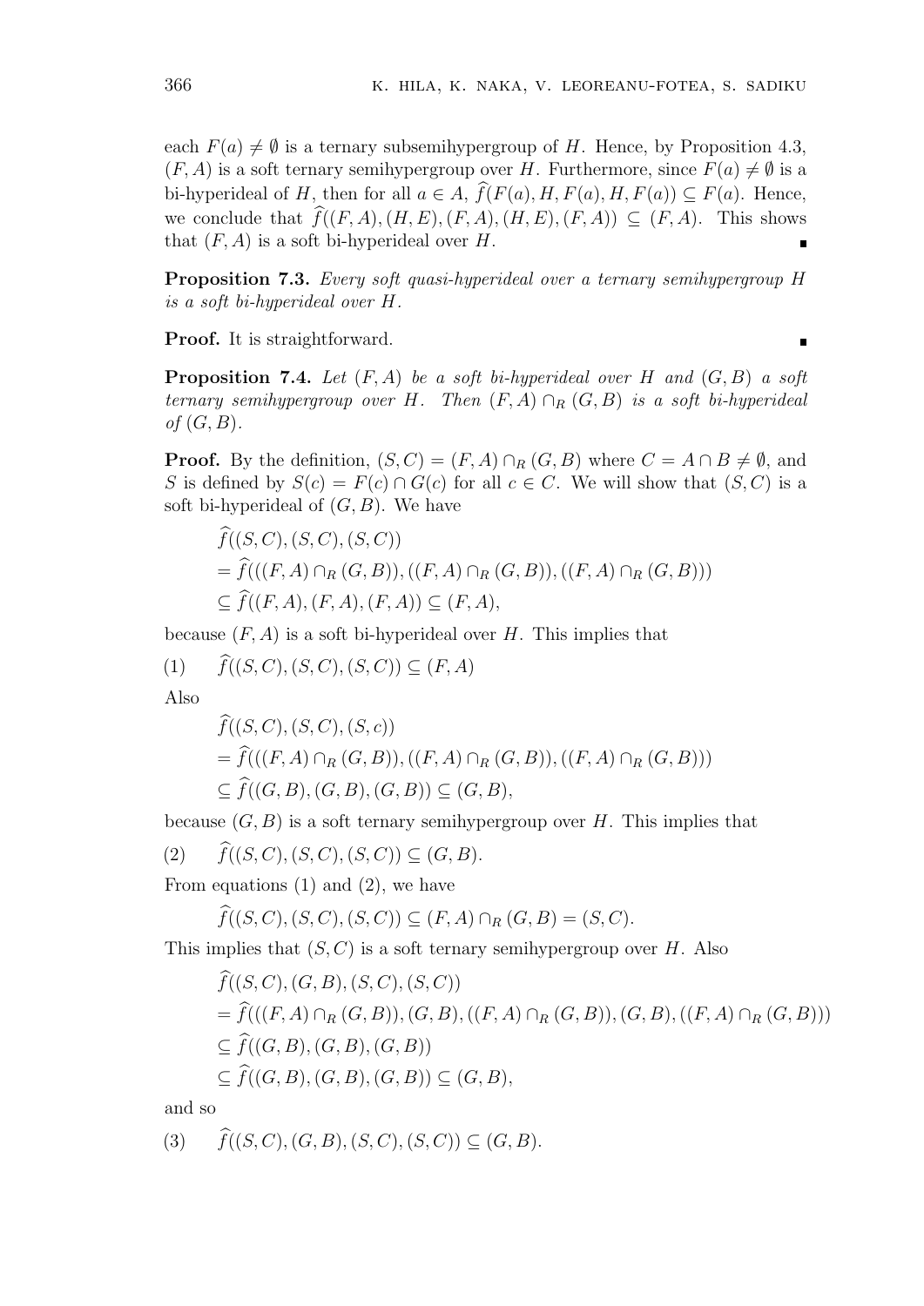each $F(a) \neq \emptyset$ is a ternary subsemihypergroup of $H$. Hence, by Proposition 4.3, $(F, A)$ is a soft ternary semihypergroup over $H$. Furthermore, since $F(a) \neq \emptyset$ is a bi-hyperideal of $H$, then for all $a \in A$, $\widehat{f}(F(a), H, F(a), H, F(a)) \subseteq F(a)$. Hence, we conclude that $\widehat{f}((F, A), (H, E), (F, A), (H, E), (F, A)) \subseteq (F, A)$. This shows that $(F, A)$ is a soft bi-hyperideal over $H$. ∎

**Proposition 7.3.** *Every soft quasi-hyperideal over a ternary semihypergroup $H$ is a soft bi-hyperideal over $H$.*

**Proof.** It is straightforward. ∎

**Proposition 7.4.** *Let $(F, A)$ be a soft bi-hyperideal over $H$ and $(G, B)$ a soft ternary semihypergroup over $H$. Then $(F, A) \cap_R (G, B)$ is a soft bi-hyperideal of $(G, B)$.*

**Proof.** By the definition, $(S, C) = (F, A) \cap_R (G, B)$ where $C = A \cap B \neq \emptyset$, and $S$ is defined by $S(c) = F(c) \cap G(c)$ for all $c \in C$. We will show that $(S, C)$ is a soft bi-hyperideal of $(G, B)$. We have

$$
\begin{aligned}
&\widehat{f}((S, C), (S, C), (S, C)) \\
&= \widehat{f}(((F, A) \cap_R (G, B)), ((F, A) \cap_R (G, B)), ((F, A) \cap_R (G, B))) \\
&\subseteq \widehat{f}((F, A), (F, A), (F, A)) \subseteq (F, A),
\end{aligned}
$$

because $(F, A)$ is a soft bi-hyperideal over $H$. This implies that

$$(1) \qquad \widehat{f}((S, C), (S, C), (S, C)) \subseteq (F, A)$$

Also

$$
\begin{aligned}
&\widehat{f}((S, C), (S, C), (S, c)) \\
&= \widehat{f}(((F, A) \cap_R (G, B)), ((F, A) \cap_R (G, B)), ((F, A) \cap_R (G, B))) \\
&\subseteq \widehat{f}((G, B), (G, B), (G, B)) \subseteq (G, B),
\end{aligned}
$$

because $(G, B)$ is a soft ternary semihypergroup over $H$. This implies that

$$(2) \qquad \widehat{f}((S, C), (S, C), (S, C)) \subseteq (G, B).$$

From equations (1) and (2), we have

$$\widehat{f}((S, C), (S, C), (S, C)) \subseteq (F, A) \cap_R (G, B) = (S, C).$$

This implies that $(S, C)$ is a soft ternary semihypergroup over $H$. Also

$$
\begin{aligned}
&\widehat{f}((S, C), (G, B), (S, C), (S, C)) \\
&= \widehat{f}(((F, A) \cap_R (G, B)), (G, B), ((F, A) \cap_R (G, B)), (G, B), ((F, A) \cap_R (G, B))) \\
&\subseteq \widehat{f}((G, B), (G, B), (G, B)) \\
&\subseteq \widehat{f}((G, B), (G, B), (G, B)) \subseteq (G, B),
\end{aligned}
$$

and so

$$(3) \qquad \widehat{f}((S, C), (G, B), (S, C), (S, C)) \subseteq (G, B).$$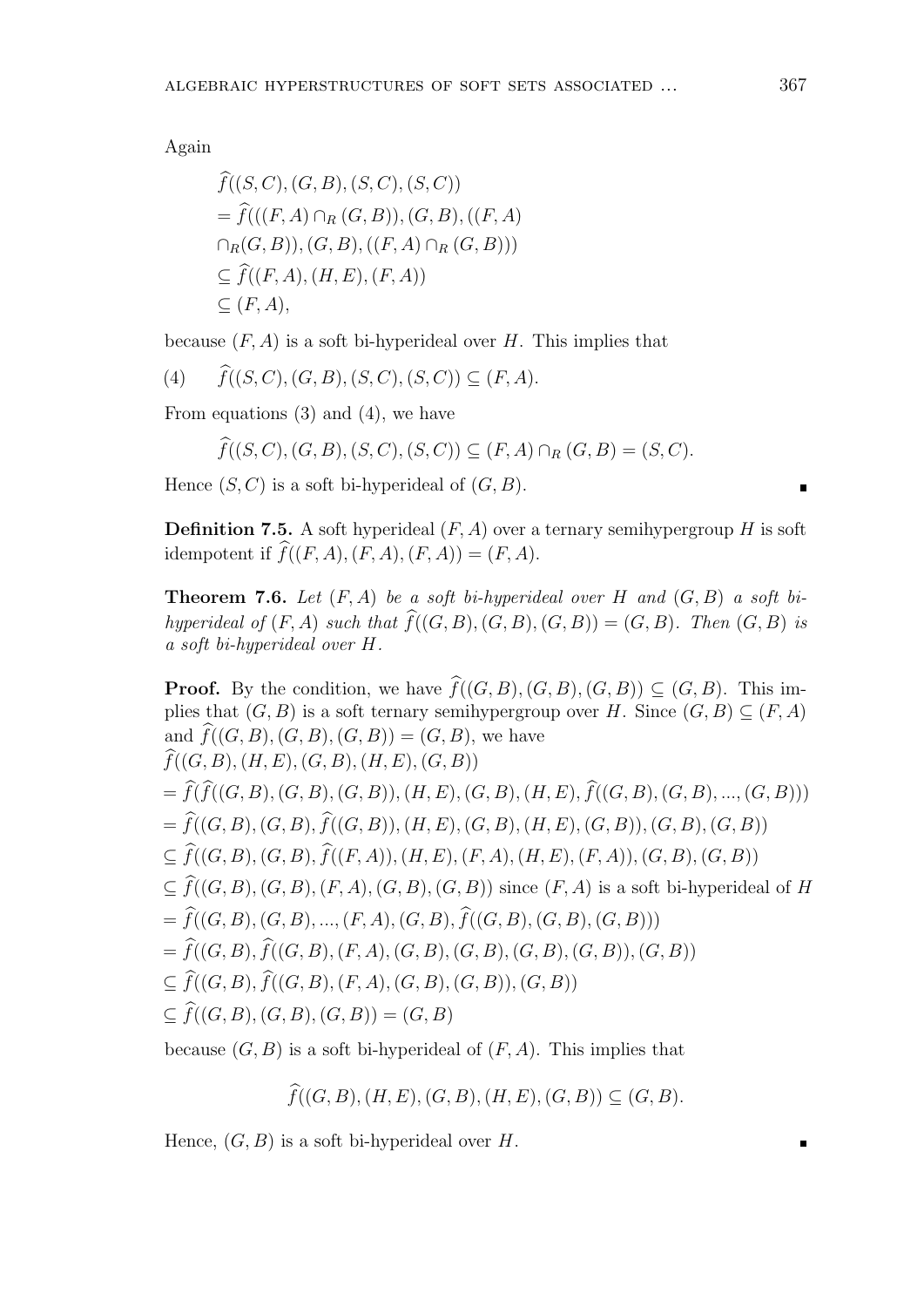Again

$$\widehat{f}((S,C),(G,B),(S,C),(S,C))$$
$$= \widehat{f}(((F,A) \cap_R (G,B)),(G,B),((F,A)$$
$$\cap_R (G,B)),(G,B),((F,A) \cap_R (G,B)))$$
$$\subseteq \widehat{f}((F,A),(H,E),(F,A))$$
$$\subseteq (F,A),$$

because $(F,A)$ is a soft bi-hyperideal over $H$. This implies that

$$\widehat{f}((S,C),(G,B),(S,C),(S,C)) \subseteq (F,A). \tag{4}$$

From equations (3) and (4), we have

$$\widehat{f}((S,C),(G,B),(S,C),(S,C)) \subseteq (F,A) \cap_R (G,B) = (S,C).$$

Hence $(S,C)$ is a soft bi-hyperideal of $(G,B)$. ∎

**Definition 7.5.** A soft hyperideal $(F,A)$ over a ternary semihypergroup $H$ is soft idempotent if $\widehat{f}((F,A),(F,A),(F,A)) = (F,A)$.

**Theorem 7.6.** *Let $(F,A)$ be a soft bi-hyperideal over $H$ and $(G,B)$ a soft bi-hyperideal of $(F,A)$ such that $\widehat{f}((G,B),(G,B),(G,B)) = (G,B)$. Then $(G,B)$ is a soft bi-hyperideal over $H$.*

**Proof.** By the condition, we have $\widehat{f}((G,B),(G,B),(G,B)) \subseteq (G,B)$. This implies that $(G,B)$ is a soft ternary semihypergroup over $H$. Since $(G,B) \subseteq (F,A)$ and $\widehat{f}((G,B),(G,B),(G,B)) = (G,B)$, we have

$$\widehat{f}((G,B),(H,E),(G,B),(H,E),(G,B))$$
$$= \widehat{f}(\widehat{f}((G,B),(G,B),(G,B)),(H,E),(G,B),(H,E),\widehat{f}((G,B),(G,B),...,(G,B)))$$
$$= \widehat{f}((G,B),(G,B),\widehat{f}((G,B)),(H,E),(G,B),(H,E),(G,B)),(G,B),(G,B))$$
$$\subseteq \widehat{f}((G,B),(G,B),\widehat{f}((F,A)),(H,E),(F,A),(H,E),(F,A)),(G,B),(G,B))$$
$$\subseteq \widehat{f}((G,B),(G,B),(F,A),(G,B),(G,B)) \text{ since } (F,A) \text{ is a soft bi-hyperideal of } H$$
$$= \widehat{f}((G,B),(G,B),...,(F,A),(G,B),\widehat{f}((G,B),(G,B),(G,B)))$$
$$= \widehat{f}((G,B),\widehat{f}((G,B),(F,A),(G,B),(G,B),(G,B),(G,B)),(G,B))$$
$$\subseteq \widehat{f}((G,B),\widehat{f}((G,B),(F,A),(G,B),(G,B)),(G,B))$$
$$\subseteq \widehat{f}((G,B),(G,B),(G,B)) = (G,B)$$

because $(G,B)$ is a soft bi-hyperideal of $(F,A)$. This implies that

$$\widehat{f}((G,B),(H,E),(G,B),(H,E),(G,B)) \subseteq (G,B).$$

Hence, $(G,B)$ is a soft bi-hyperideal over $H$. ∎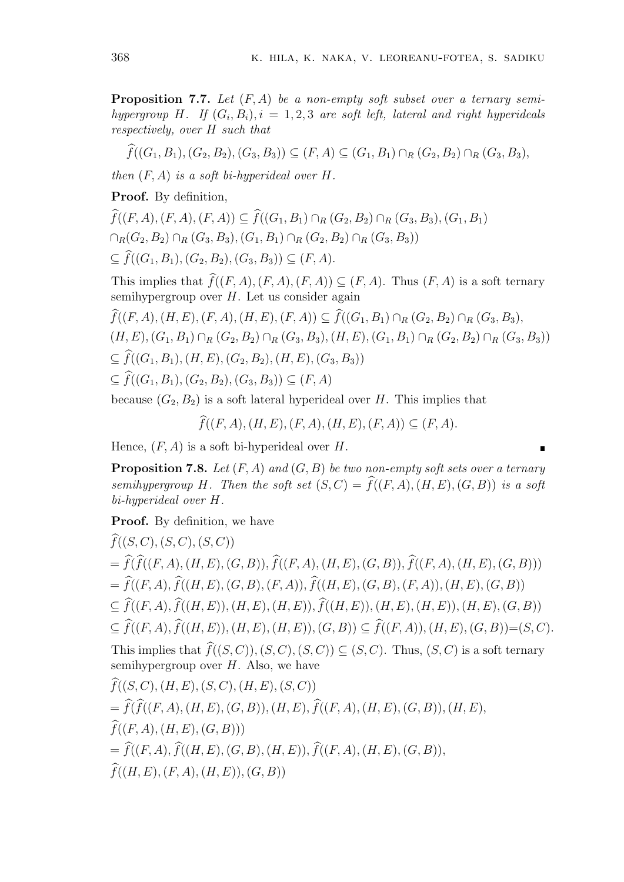**Proposition 7.7.** *Let $(F, A)$ be a non-empty soft subset over a ternary semihypergroup $H$. If $(G_i, B_i), i = 1, 2, 3$ are soft left, lateral and right hyperideals respectively, over $H$ such that*

$$\widehat{f}((G_1, B_1), (G_2, B_2), (G_3, B_3)) \subseteq (F, A) \subseteq (G_1, B_1) \cap_R (G_2, B_2) \cap_R (G_3, B_3),$$

*then $(F, A)$ is a soft bi-hyperideal over $H$.*

**Proof.** By definition,

$\widehat{f}((F, A), (F, A), (F, A)) \subseteq \widehat{f}((G_1, B_1) \cap_R (G_2, B_2) \cap_R (G_3, B_3), (G_1, B_1)$
$\cap_R (G_2, B_2) \cap_R (G_3, B_3), (G_1, B_1) \cap_R (G_2, B_2) \cap_R (G_3, B_3))$
$\subseteq \widehat{f}((G_1, B_1), (G_2, B_2), (G_3, B_3)) \subseteq (F, A).$

This implies that $\widehat{f}((F, A), (F, A), (F, A)) \subseteq (F, A)$. Thus $(F, A)$ is a soft ternary semihypergroup over $H$. Let us consider again

$\widehat{f}((F, A), (H, E), (F, A), (H, E), (F, A)) \subseteq \widehat{f}((G_1, B_1) \cap_R (G_2, B_2) \cap_R (G_3, B_3),$
$(H, E), (G_1, B_1) \cap_R (G_2, B_2) \cap_R (G_3, B_3), (H, E), (G_1, B_1) \cap_R (G_2, B_2) \cap_R (G_3, B_3))$
$\subseteq \widehat{f}((G_1, B_1), (H, E), (G_2, B_2), (H, E), (G_3, B_3))$
$\subseteq \widehat{f}((G_1, B_1), (G_2, B_2), (G_3, B_3)) \subseteq (F, A)$

because $(G_2, B_2)$ is a soft lateral hyperideal over $H$. This implies that

$$\widehat{f}((F, A), (H, E), (F, A), (H, E), (F, A)) \subseteq (F, A).$$

Hence, $(F, A)$ is a soft bi-hyperideal over $H$. ∎

**Proposition 7.8.** *Let $(F, A)$ and $(G, B)$ be two non-empty soft sets over a ternary semihypergroup $H$. Then the soft set $(S, C) = \widehat{f}((F, A), (H, E), (G, B))$ is a soft bi-hyperideal over $H$.*

**Proof.** By definition, we have

$\widehat{f}((S, C), (S, C), (S, C))$
$= \widehat{f}(\widehat{f}((F, A), (H, E), (G, B)), \widehat{f}((F, A), (H, E), (G, B)), \widehat{f}((F, A), (H, E), (G, B)))$
$= \widehat{f}((F, A), \widehat{f}((H, E), (G, B), (F, A)), \widehat{f}((H, E), (G, B), (F, A)), (H, E), (G, B))$
$\subseteq \widehat{f}((F, A), \widehat{f}((H, E)), (H, E), (H, E)), \widehat{f}((H, E)), (H, E), (H, E)), (H, E), (G, B))$
$\subseteq \widehat{f}((F, A), \widehat{f}((H, E)), (H, E), (H, E)), (G, B)) \subseteq \widehat{f}((F, A)), (H, E), (G, B)) = (S, C).$

This implies that $\widehat{f}((S, C)), (S, C), (S, C)) \subseteq (S, C)$. Thus, $(S, C)$ is a soft ternary semihypergroup over $H$. Also, we have

$\widehat{f}((S, C), (H, E), (S, C), (H, E), (S, C))$
$= \widehat{f}(\widehat{f}((F, A), (H, E), (G, B)), (H, E), \widehat{f}((F, A), (H, E), (G, B)), (H, E),$
$\widehat{f}((F, A), (H, E), (G, B)))$
$= \widehat{f}((F, A), \widehat{f}((H, E), (G, B), (H, E)), \widehat{f}((F, A), (H, E), (G, B)),$
$\widehat{f}((H, E), (F, A), (H, E)), (G, B))$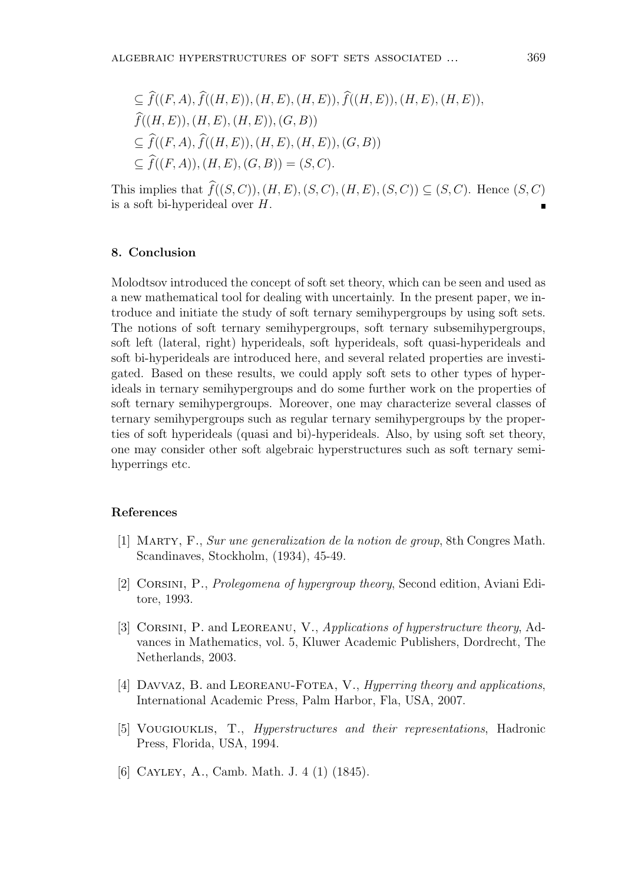$$\subseteq \widehat{f}((F,A), \widehat{f}((H,E)), (H,E), (H,E)), \widehat{f}((H,E)), (H,E), (H,E)),$$
$$\widehat{f}((H,E)), (H,E), (H,E)), (G,B))$$
$$\subseteq \widehat{f}((F,A), \widehat{f}((H,E)), (H,E), (H,E)), (G,B))$$
$$\subseteq \widehat{f}((F,A)), (H,E), (G,B)) = (S,C).$$

This implies that $\widehat{f}((S,C)), (H,E), (S,C), (H,E), (S,C)) \subseteq (S,C)$. Hence $(S,C)$ is a soft bi-hyperideal over $H$. ∎

## 8. Conclusion

Molodtsov introduced the concept of soft set theory, which can be seen and used as a new mathematical tool for dealing with uncertainly. In the present paper, we introduce and initiate the study of soft ternary semihypergroups by using soft sets. The notions of soft ternary semihypergroups, soft ternary subsemihypergroups, soft left (lateral, right) hyperideals, soft hyperideals, soft quasi-hyperideals and soft bi-hyperideals are introduced here, and several related properties are investigated. Based on these results, we could apply soft sets to other types of hyperideals in ternary semihypergroups and do some further work on the properties of soft ternary semihypergroups. Moreover, one may characterize several classes of ternary semihypergroups such as regular ternary semihypergroups by the properties of soft hyperideals (quasi and bi)-hyperideals. Also, by using soft set theory, one may consider other soft algebraic hyperstructures such as soft ternary semihyperrings etc.

## References

[1] Marty, F., *Sur une generalization de la notion de group*, 8th Congres Math. Scandinaves, Stockholm, (1934), 45-49.

[2] Corsini, P., *Prolegomena of hypergroup theory*, Second edition, Aviani Editore, 1993.

[3] Corsini, P. and Leoreanu, V., *Applications of hyperstructure theory*, Advances in Mathematics, vol. 5, Kluwer Academic Publishers, Dordrecht, The Netherlands, 2003.

[4] Davvaz, B. and Leoreanu-Fotea, V., *Hyperring theory and applications*, International Academic Press, Palm Harbor, Fla, USA, 2007.

[5] Vougiouklis, T., *Hyperstructures and their representations*, Hadronic Press, Florida, USA, 1994.

[6] Cayley, A., Camb. Math. J. 4 (1) (1845).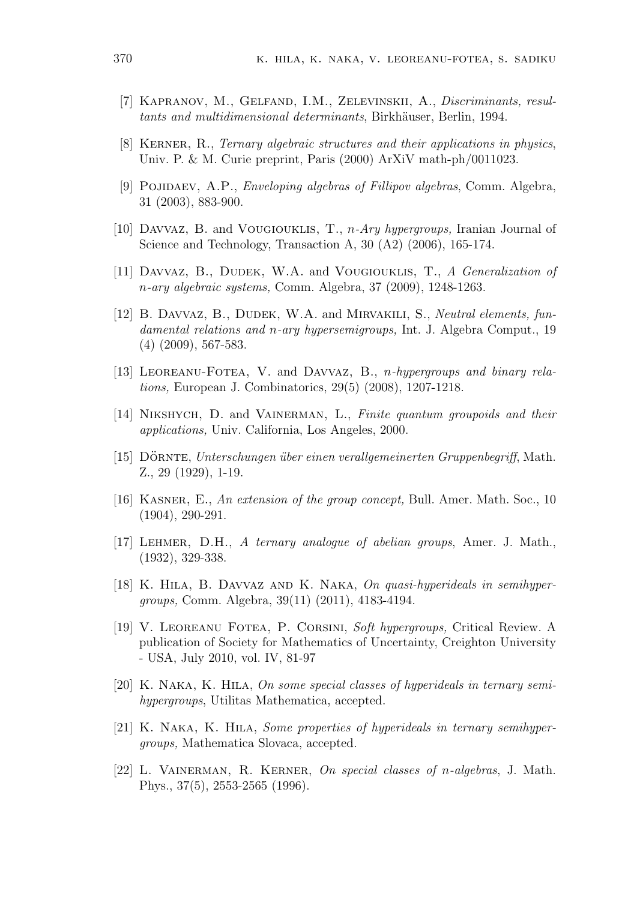[7] Kapranov, M., Gelfand, I.M., Zelevinskii, A., *Discriminants, resultants and multidimensional determinants*, Birkhäuser, Berlin, 1994.

[8] Kerner, R., *Ternary algebraic structures and their applications in physics*, Univ. P. & M. Curie preprint, Paris (2000) ArXiV math-ph/0011023.

[9] Pojidaev, A.P., *Enveloping algebras of Fillipov algebras*, Comm. Algebra, 31 (2003), 883-900.

[10] Davvaz, B. and Vougiouklis, T., *$n$-Ary hypergroups,* Iranian Journal of Science and Technology, Transaction A, 30 (A2) (2006), 165-174.

[11] Davvaz, B., Dudek, W.A. and Vougiouklis, T., *A Generalization of $n$-ary algebraic systems,* Comm. Algebra, 37 (2009), 1248-1263.

[12] B. Davvaz, B., Dudek, W.A. and Mirvakili, S., *Neutral elements, fundamental relations and $n$-ary hypersemigroups,* Int. J. Algebra Comput., 19 (4) (2009), 567-583.

[13] Leoreanu-Fotea, V. and Davvaz, B., *$n$-hypergroups and binary relations,* European J. Combinatorics, 29(5) (2008), 1207-1218.

[14] Nikshych, D. and Vainerman, L., *Finite quantum groupoids and their applications,* Univ. California, Los Angeles, 2000.

[15] Dörnte, *Unterschungen über einen verallgemeinerten Gruppenbegriff*, Math. Z., 29 (1929), 1-19.

[16] Kasner, E., *An extension of the group concept,* Bull. Amer. Math. Soc., 10 (1904), 290-291.

[17] Lehmer, D.H., *A ternary analogue of abelian groups*, Amer. J. Math., (1932), 329-338.

[18] K. Hila, B. Davvaz and K. Naka, *On quasi-hyperideals in semihypergroups,* Comm. Algebra, 39(11) (2011), 4183-4194.

[19] V. Leoreanu Fotea, P. Corsini, *Soft hypergroups,* Critical Review. A publication of Society for Mathematics of Uncertainty, Creighton University - USA, July 2010, vol. IV, 81-97

[20] K. Naka, K. Hila, *On some special classes of hyperideals in ternary semihypergroups*, Utilitas Mathematica, accepted.

[21] K. Naka, K. Hila, *Some properties of hyperideals in ternary semihypergroups,* Mathematica Slovaca, accepted.

[22] L. Vainerman, R. Kerner, *On special classes of $n$-algebras*, J. Math. Phys., 37(5), 2553-2565 (1996).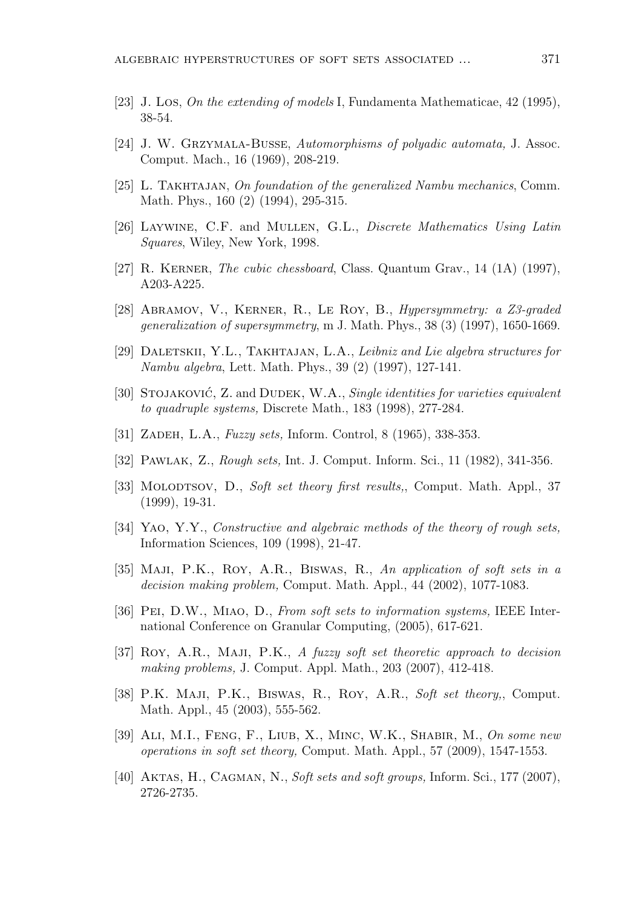[23] J. Łos, *On the extending of models* I, Fundamenta Mathematicae, 42 (1995), 38-54.

[24] J. W. Grzymala-Busse, *Automorphisms of polyadic automata,* J. Assoc. Comput. Mach., 16 (1969), 208-219.

[25] L. Takhtajan, *On foundation of the generalized Nambu mechanics*, Comm. Math. Phys., 160 (2) (1994), 295-315.

[26] Laywine, C.F. and Mullen, G.L., *Discrete Mathematics Using Latin Squares*, Wiley, New York, 1998.

[27] R. Kerner, *The cubic chessboard*, Class. Quantum Grav., 14 (1A) (1997), A203-A225.

[28] Abramov, V., Kerner, R., Le Roy, B., *Hypersymmetry: a Z3-graded generalization of supersymmetry*, m J. Math. Phys., 38 (3) (1997), 1650-1669.

[29] Daletskii, Y.L., Takhtajan, L.A., *Leibniz and Lie algebra structures for Nambu algebra*, Lett. Math. Phys., 39 (2) (1997), 127-141.

[30] Stojaković, Z. and Dudek, W.A., *Single identities for varieties equivalent to quadruple systems,* Discrete Math., 183 (1998), 277-284.

[31] Zadeh, L.A., *Fuzzy sets,* Inform. Control, 8 (1965), 338-353.

[32] Pawlak, Z., *Rough sets,* Int. J. Comput. Inform. Sci., 11 (1982), 341-356.

[33] Molodtsov, D., *Soft set theory first results,*, Comput. Math. Appl., 37 (1999), 19-31.

[34] Yao, Y.Y., *Constructive and algebraic methods of the theory of rough sets,* Information Sciences, 109 (1998), 21-47.

[35] Maji, P.K., Roy, A.R., Biswas, R., *An application of soft sets in a decision making problem,* Comput. Math. Appl., 44 (2002), 1077-1083.

[36] Pei, D.W., Miao, D., *From soft sets to information systems,* IEEE International Conference on Granular Computing, (2005), 617-621.

[37] Roy, A.R., Maji, P.K., *A fuzzy soft set theoretic approach to decision making problems,* J. Comput. Appl. Math., 203 (2007), 412-418.

[38] P.K. Maji, P.K., Biswas, R., Roy, A.R., *Soft set theory,*, Comput. Math. Appl., 45 (2003), 555-562.

[39] Ali, M.I., Feng, F., Liub, X., Minc, W.K., Shabir, M., *On some new operations in soft set theory,* Comput. Math. Appl., 57 (2009), 1547-1553.

[40] Aktas, H., Cagman, N., *Soft sets and soft groups,* Inform. Sci., 177 (2007), 2726-2735.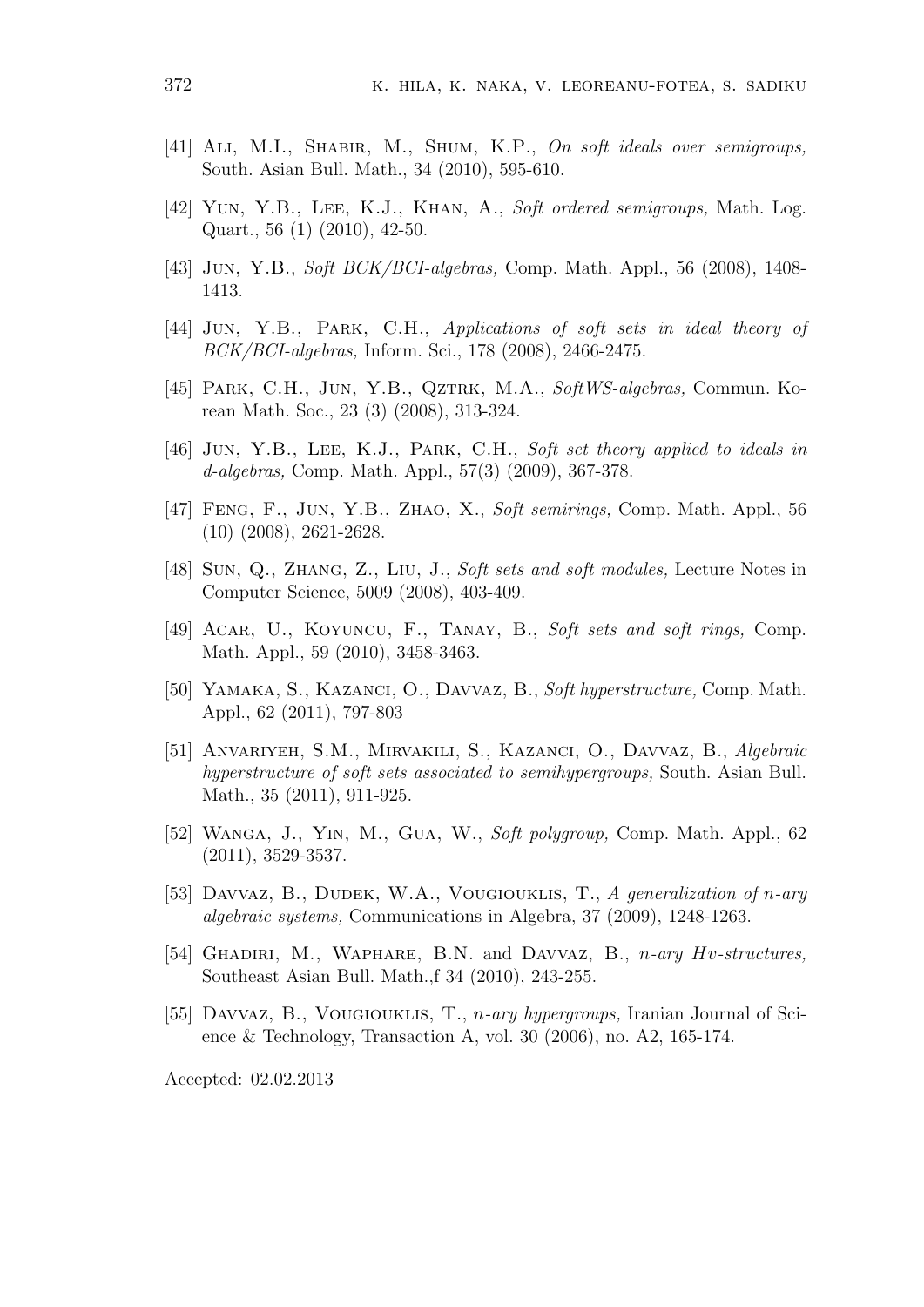[41] Ali, M.I., Shabir, M., Shum, K.P., *On soft ideals over semigroups,* South. Asian Bull. Math., 34 (2010), 595-610.

[42] Yun, Y.B., Lee, K.J., Khan, A., *Soft ordered semigroups,* Math. Log. Quart., 56 (1) (2010), 42-50.

[43] Jun, Y.B., *Soft BCK/BCI-algebras,* Comp. Math. Appl., 56 (2008), 1408-1413.

[44] Jun, Y.B., Park, C.H., *Applications of soft sets in ideal theory of BCK/BCI-algebras,* Inform. Sci., 178 (2008), 2466-2475.

[45] Park, C.H., Jun, Y.B., Qztrk, M.A., *SoftWS-algebras,* Commun. Korean Math. Soc., 23 (3) (2008), 313-324.

[46] Jun, Y.B., Lee, K.J., Park, C.H., *Soft set theory applied to ideals in d-algebras,* Comp. Math. Appl., 57(3) (2009), 367-378.

[47] Feng, F., Jun, Y.B., Zhao, X., *Soft semirings,* Comp. Math. Appl., 56 (10) (2008), 2621-2628.

[48] Sun, Q., Zhang, Z., Liu, J., *Soft sets and soft modules,* Lecture Notes in Computer Science, 5009 (2008), 403-409.

[49] Acar, U., Koyuncu, F., Tanay, B., *Soft sets and soft rings,* Comp. Math. Appl., 59 (2010), 3458-3463.

[50] Yamaka, S., Kazanci, O., Davvaz, B., *Soft hyperstructure,* Comp. Math. Appl., 62 (2011), 797-803

[51] Anvariyeh, S.M., Mirvakili, S., Kazanci, O., Davvaz, B., *Algebraic hyperstructure of soft sets associated to semihypergroups,* South. Asian Bull. Math., 35 (2011), 911-925.

[52] Wanga, J., Yin, M., Gua, W., *Soft polygroup,* Comp. Math. Appl., 62 (2011), 3529-3537.

[53] Davvaz, B., Dudek, W.A., Vougiouklis, T., *A generalization of n-ary algebraic systems,* Communications in Algebra, 37 (2009), 1248-1263.

[54] Ghadiri, M., Waphare, B.N. and Davvaz, B., *n-ary Hv-structures,* Southeast Asian Bull. Math.,f 34 (2010), 243-255.

[55] Davvaz, B., Vougiouklis, T., *n-ary hypergroups,* Iranian Journal of Science & Technology, Transaction A, vol. 30 (2006), no. A2, 165-174.

Accepted: 02.02.2013